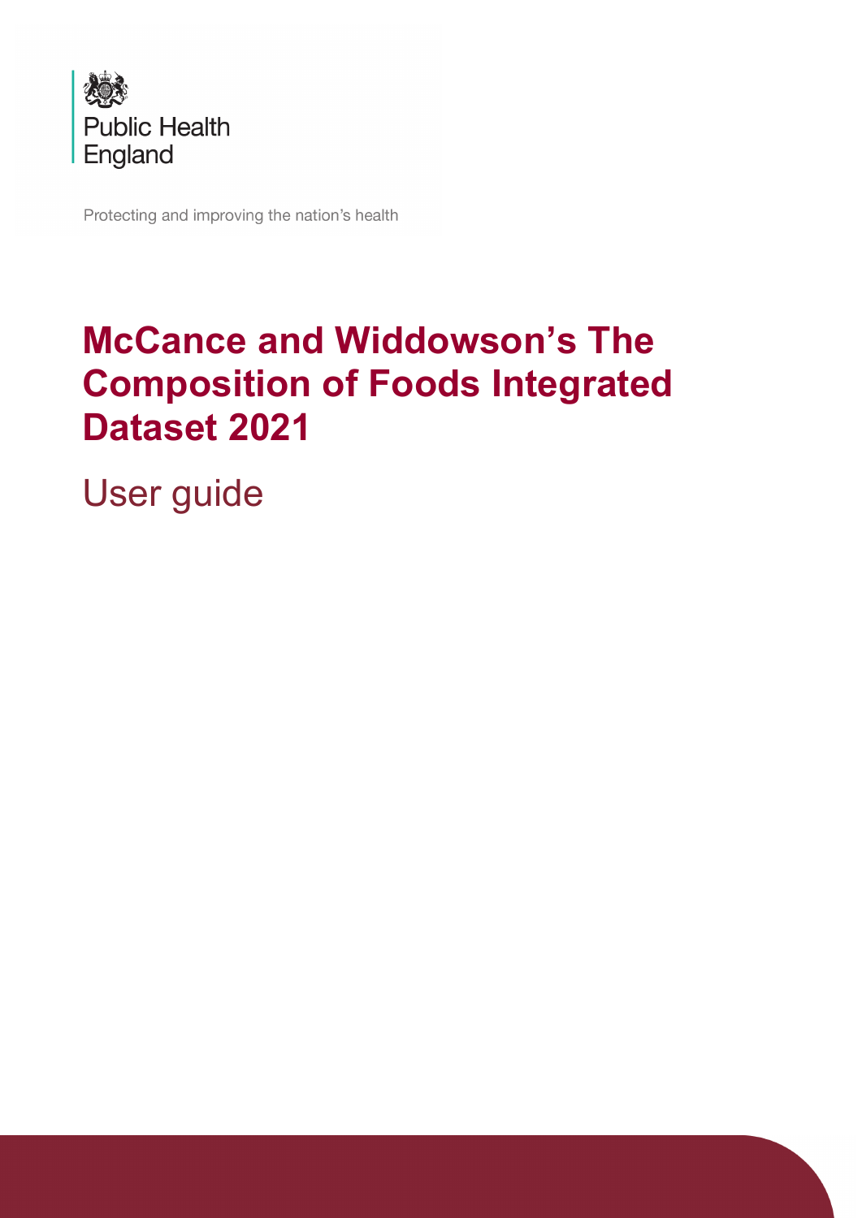Public Health England

Protecting and improving the nation's health

# McCance and Widdowson's The Composition of Foods Integrated Dataset 2021

## User guide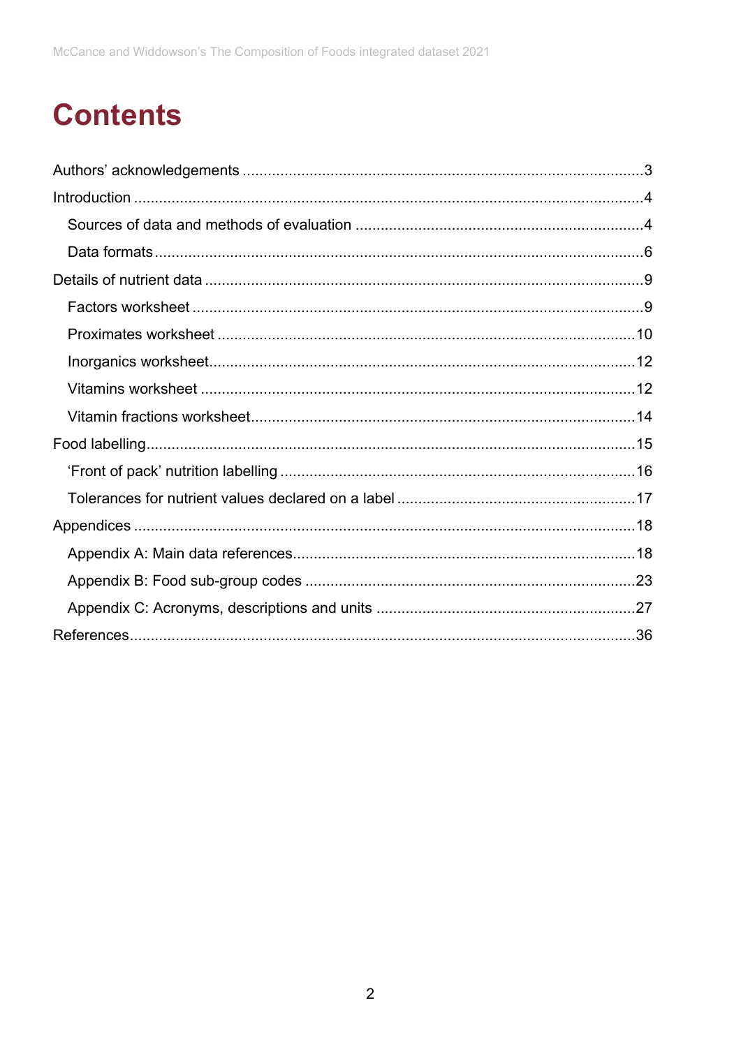# Contents

Authors' acknowledgements ............................................................................................3

Introduction ........................................................................................................................4

- Sources of data and methods of evaluation ....................................................................4
- Data formats .....................................................................................................................6

Details of nutrient data .......................................................................................................9

- Factors worksheet ............................................................................................................9
- Proximates worksheet ....................................................................................................10
- Inorganics worksheet......................................................................................................12
- Vitamins worksheet ........................................................................................................12
- Vitamin fractions worksheet............................................................................................14

Food labelling....................................................................................................................15

- 'Front of pack' nutrition labelling .....................................................................................16
- Tolerances for nutrient values declared on a label .........................................................17

Appendices .......................................................................................................................18

- Appendix A: Main data references..................................................................................18
- Appendix B: Food sub-group codes ...............................................................................23
- Appendix C: Acronyms, descriptions and units ..............................................................27

References........................................................................................................................36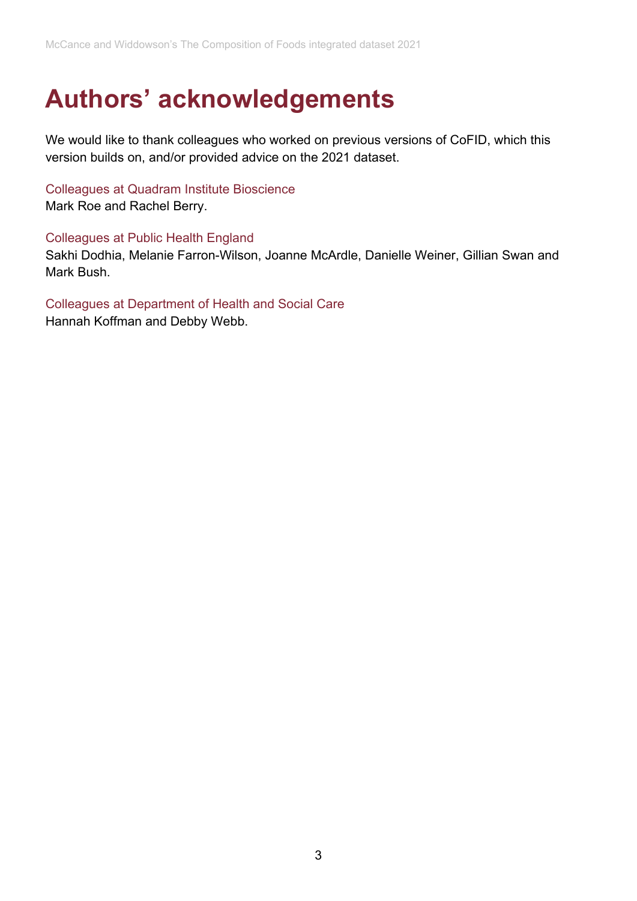# Authors' acknowledgements

We would like to thank colleagues who worked on previous versions of CoFID, which this version builds on, and/or provided advice on the 2021 dataset.

### Colleagues at Quadram Institute Bioscience

Mark Roe and Rachel Berry.

### Colleagues at Public Health England

Sakhi Dodhia, Melanie Farron-Wilson, Joanne McArdle, Danielle Weiner, Gillian Swan and Mark Bush.

### Colleagues at Department of Health and Social Care

Hannah Koffman and Debby Webb.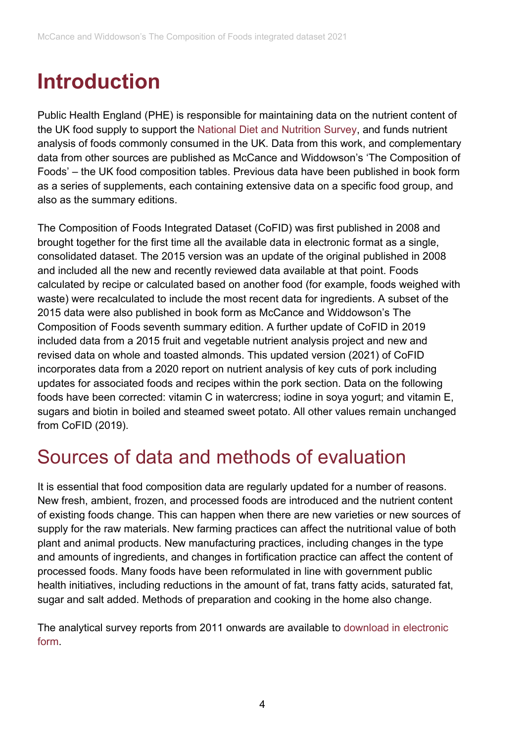# Introduction

Public Health England (PHE) is responsible for maintaining data on the nutrient content of the UK food supply to support the National Diet and Nutrition Survey, and funds nutrient analysis of foods commonly consumed in the UK. Data from this work, and complementary data from other sources are published as McCance and Widdowson's 'The Composition of Foods' – the UK food composition tables. Previous data have been published in book form as a series of supplements, each containing extensive data on a specific food group, and also as the summary editions.

The Composition of Foods Integrated Dataset (CoFID) was first published in 2008 and brought together for the first time all the available data in electronic format as a single, consolidated dataset. The 2015 version was an update of the original published in 2008 and included all the new and recently reviewed data available at that point. Foods calculated by recipe or calculated based on another food (for example, foods weighed with waste) were recalculated to include the most recent data for ingredients. A subset of the 2015 data were also published in book form as McCance and Widdowson's The Composition of Foods seventh summary edition. A further update of CoFID in 2019 included data from a 2015 fruit and vegetable nutrient analysis project and new and revised data on whole and toasted almonds. This updated version (2021) of CoFID incorporates data from a 2020 report on nutrient analysis of key cuts of pork including updates for associated foods and recipes within the pork section. Data on the following foods have been corrected: vitamin C in watercress; iodine in soya yogurt; and vitamin E, sugars and biotin in boiled and steamed sweet potato. All other values remain unchanged from CoFID (2019).

## Sources of data and methods of evaluation

It is essential that food composition data are regularly updated for a number of reasons. New fresh, ambient, frozen, and processed foods are introduced and the nutrient content of existing foods change. This can happen when there are new varieties or new sources of supply for the raw materials. New farming practices can affect the nutritional value of both plant and animal products. New manufacturing practices, including changes in the type and amounts of ingredients, and changes in fortification practice can affect the content of processed foods. Many foods have been reformulated in line with government public health initiatives, including reductions in the amount of fat, trans fatty acids, saturated fat, sugar and salt added. Methods of preparation and cooking in the home also change.

The analytical survey reports from 2011 onwards are available to download in electronic form.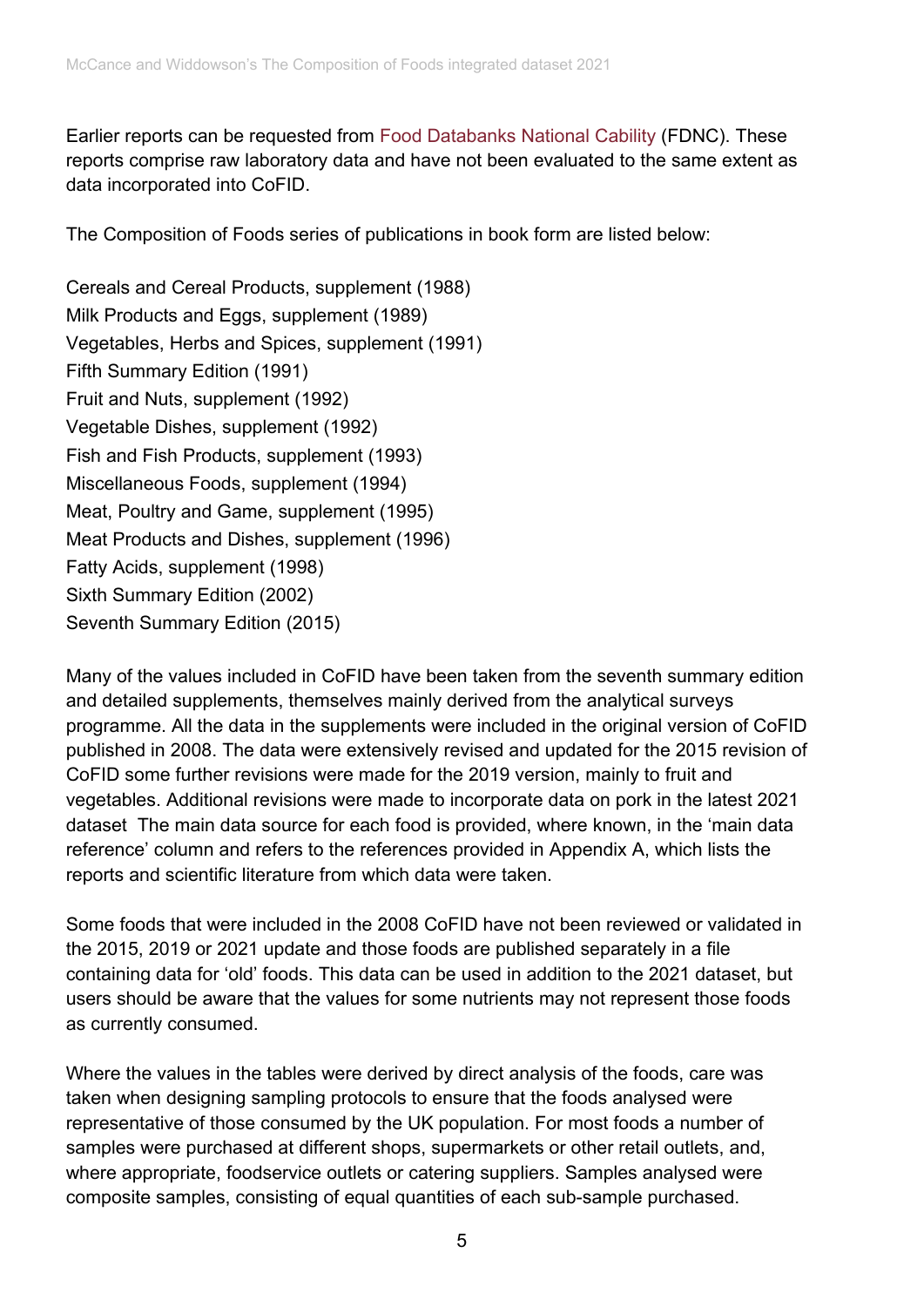Earlier reports can be requested from Food Databanks National Cability (FDNC). These reports comprise raw laboratory data and have not been evaluated to the same extent as data incorporated into CoFID.

The Composition of Foods series of publications in book form are listed below:

Cereals and Cereal Products, supplement (1988)
Milk Products and Eggs, supplement (1989)
Vegetables, Herbs and Spices, supplement (1991)
Fifth Summary Edition (1991)
Fruit and Nuts, supplement (1992)
Vegetable Dishes, supplement (1992)
Fish and Fish Products, supplement (1993)
Miscellaneous Foods, supplement (1994)
Meat, Poultry and Game, supplement (1995)
Meat Products and Dishes, supplement (1996)
Fatty Acids, supplement (1998)
Sixth Summary Edition (2002)
Seventh Summary Edition (2015)

Many of the values included in CoFID have been taken from the seventh summary edition and detailed supplements, themselves mainly derived from the analytical surveys programme. All the data in the supplements were included in the original version of CoFID published in 2008. The data were extensively revised and updated for the 2015 revision of CoFID some further revisions were made for the 2019 version, mainly to fruit and vegetables. Additional revisions were made to incorporate data on pork in the latest 2021 dataset The main data source for each food is provided, where known, in the 'main data reference' column and refers to the references provided in Appendix A, which lists the reports and scientific literature from which data were taken.

Some foods that were included in the 2008 CoFID have not been reviewed or validated in the 2015, 2019 or 2021 update and those foods are published separately in a file containing data for 'old' foods. This data can be used in addition to the 2021 dataset, but users should be aware that the values for some nutrients may not represent those foods as currently consumed.

Where the values in the tables were derived by direct analysis of the foods, care was taken when designing sampling protocols to ensure that the foods analysed were representative of those consumed by the UK population. For most foods a number of samples were purchased at different shops, supermarkets or other retail outlets, and, where appropriate, foodservice outlets or catering suppliers. Samples analysed were composite samples, consisting of equal quantities of each sub-sample purchased.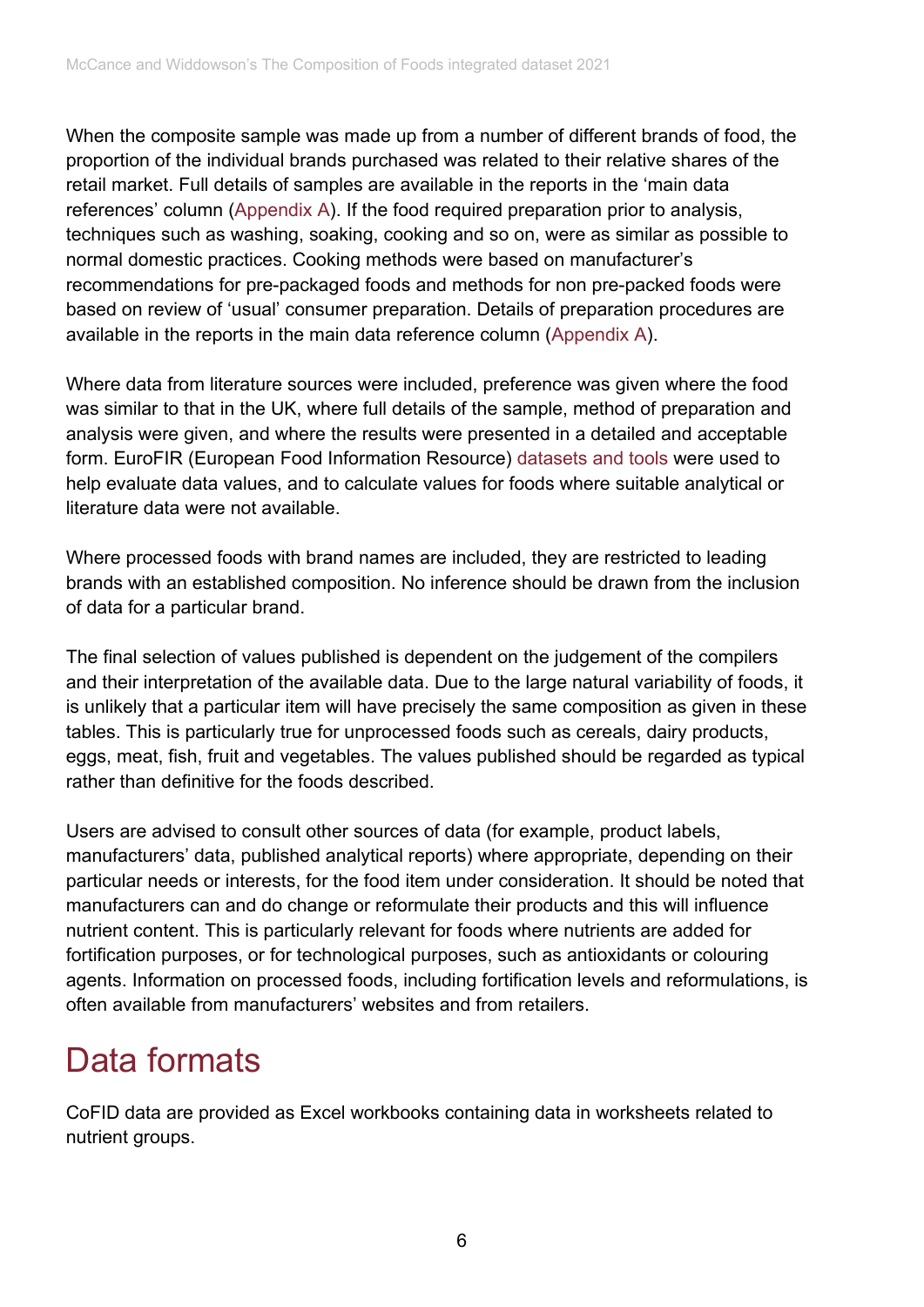When the composite sample was made up from a number of different brands of food, the proportion of the individual brands purchased was related to their relative shares of the retail market. Full details of samples are available in the reports in the 'main data references' column (Appendix A). If the food required preparation prior to analysis, techniques such as washing, soaking, cooking and so on, were as similar as possible to normal domestic practices. Cooking methods were based on manufacturer's recommendations for pre-packaged foods and methods for non pre-packed foods were based on review of 'usual' consumer preparation. Details of preparation procedures are available in the reports in the main data reference column (Appendix A).

Where data from literature sources were included, preference was given where the food was similar to that in the UK, where full details of the sample, method of preparation and analysis were given, and where the results were presented in a detailed and acceptable form. EuroFIR (European Food Information Resource) datasets and tools were used to help evaluate data values, and to calculate values for foods where suitable analytical or literature data were not available.

Where processed foods with brand names are included, they are restricted to leading brands with an established composition. No inference should be drawn from the inclusion of data for a particular brand.

The final selection of values published is dependent on the judgement of the compilers and their interpretation of the available data. Due to the large natural variability of foods, it is unlikely that a particular item will have precisely the same composition as given in these tables. This is particularly true for unprocessed foods such as cereals, dairy products, eggs, meat, fish, fruit and vegetables. The values published should be regarded as typical rather than definitive for the foods described.

Users are advised to consult other sources of data (for example, product labels, manufacturers' data, published analytical reports) where appropriate, depending on their particular needs or interests, for the food item under consideration. It should be noted that manufacturers can and do change or reformulate their products and this will influence nutrient content. This is particularly relevant for foods where nutrients are added for fortification purposes, or for technological purposes, such as antioxidants or colouring agents. Information on processed foods, including fortification levels and reformulations, is often available from manufacturers' websites and from retailers.

# Data formats

CoFID data are provided as Excel workbooks containing data in worksheets related to nutrient groups.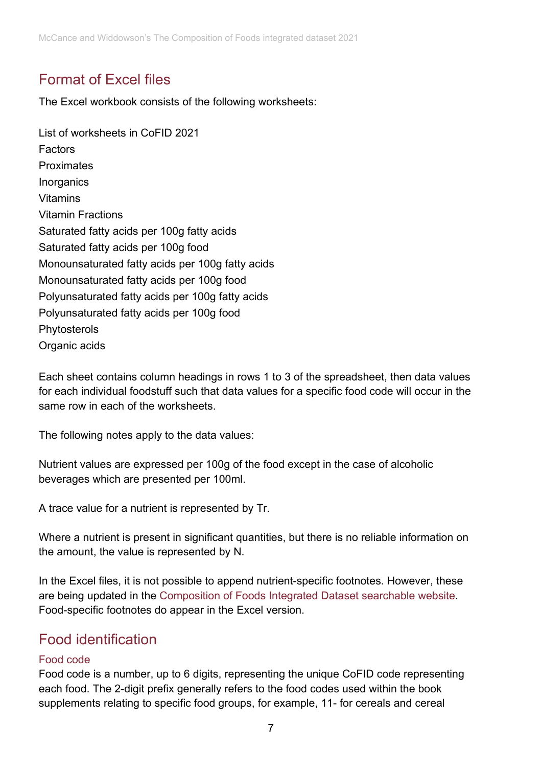## Format of Excel files

The Excel workbook consists of the following worksheets:

List of worksheets in CoFID 2021
Factors
Proximates
Inorganics
Vitamins
Vitamin Fractions
Saturated fatty acids per 100g fatty acids
Saturated fatty acids per 100g food
Monounsaturated fatty acids per 100g fatty acids
Monounsaturated fatty acids per 100g food
Polyunsaturated fatty acids per 100g fatty acids
Polyunsaturated fatty acids per 100g food
Phytosterols
Organic acids

Each sheet contains column headings in rows 1 to 3 of the spreadsheet, then data values for each individual foodstuff such that data values for a specific food code will occur in the same row in each of the worksheets.

The following notes apply to the data values:

Nutrient values are expressed per 100g of the food except in the case of alcoholic beverages which are presented per 100ml.

A trace value for a nutrient is represented by Tr.

Where a nutrient is present in significant quantities, but there is no reliable information on the amount, the value is represented by N.

In the Excel files, it is not possible to append nutrient-specific footnotes. However, these are being updated in the Composition of Foods Integrated Dataset searchable website. Food-specific footnotes do appear in the Excel version.

## Food identification

### Food code

Food code is a number, up to 6 digits, representing the unique CoFID code representing each food. The 2-digit prefix generally refers to the food codes used within the book supplements relating to specific food groups, for example, 11- for cereals and cereal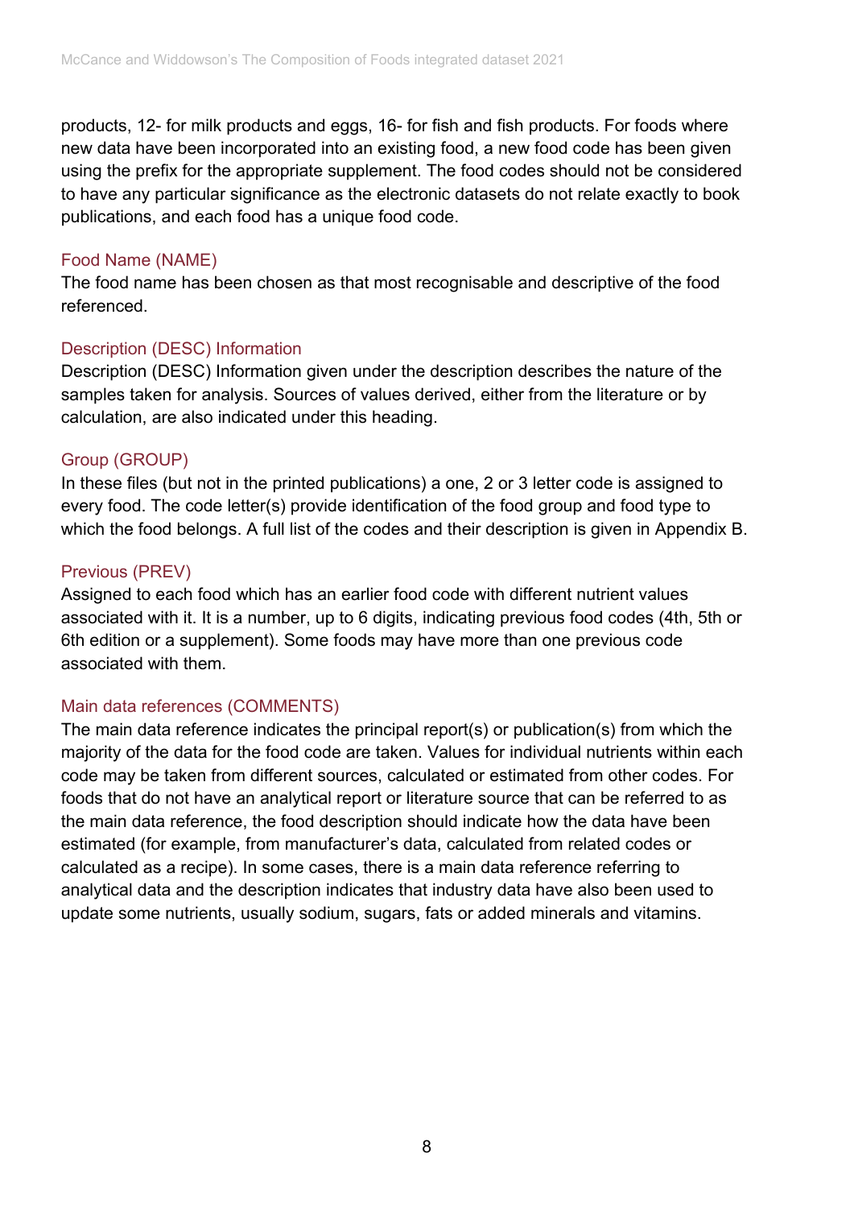products, 12- for milk products and eggs, 16- for fish and fish products. For foods where new data have been incorporated into an existing food, a new food code has been given using the prefix for the appropriate supplement. The food codes should not be considered to have any particular significance as the electronic datasets do not relate exactly to book publications, and each food has a unique food code.

### Food Name (NAME)

The food name has been chosen as that most recognisable and descriptive of the food referenced.

### Description (DESC) Information

Description (DESC) Information given under the description describes the nature of the samples taken for analysis. Sources of values derived, either from the literature or by calculation, are also indicated under this heading.

### Group (GROUP)

In these files (but not in the printed publications) a one, 2 or 3 letter code is assigned to every food. The code letter(s) provide identification of the food group and food type to which the food belongs. A full list of the codes and their description is given in Appendix B.

### Previous (PREV)

Assigned to each food which has an earlier food code with different nutrient values associated with it. It is a number, up to 6 digits, indicating previous food codes (4th, 5th or 6th edition or a supplement). Some foods may have more than one previous code associated with them.

### Main data references (COMMENTS)

The main data reference indicates the principal report(s) or publication(s) from which the majority of the data for the food code are taken. Values for individual nutrients within each code may be taken from different sources, calculated or estimated from other codes. For foods that do not have an analytical report or literature source that can be referred to as the main data reference, the food description should indicate how the data have been estimated (for example, from manufacturer's data, calculated from related codes or calculated as a recipe). In some cases, there is a main data reference referring to analytical data and the description indicates that industry data have also been used to update some nutrients, usually sodium, sugars, fats or added minerals and vitamins.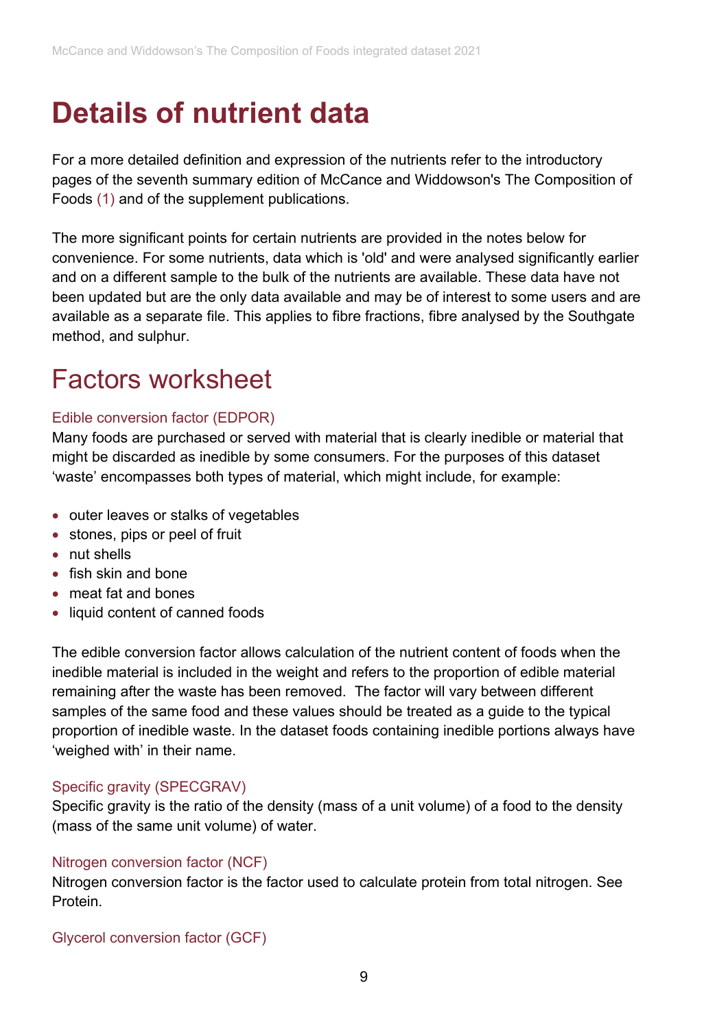# Details of nutrient data

For a more detailed definition and expression of the nutrients refer to the introductory pages of the seventh summary edition of McCance and Widdowson's The Composition of Foods (1) and of the supplement publications.

The more significant points for certain nutrients are provided in the notes below for convenience. For some nutrients, data which is 'old' and were analysed significantly earlier and on a different sample to the bulk of the nutrients are available. These data have not been updated but are the only data available and may be of interest to some users and are available as a separate file. This applies to fibre fractions, fibre analysed by the Southgate method, and sulphur.

## Factors worksheet

### Edible conversion factor (EDPOR)

Many foods are purchased or served with material that is clearly inedible or material that might be discarded as inedible by some consumers. For the purposes of this dataset 'waste' encompasses both types of material, which might include, for example:

- outer leaves or stalks of vegetables
- stones, pips or peel of fruit
- nut shells
- fish skin and bone
- meat fat and bones
- liquid content of canned foods

The edible conversion factor allows calculation of the nutrient content of foods when the inedible material is included in the weight and refers to the proportion of edible material remaining after the waste has been removed. The factor will vary between different samples of the same food and these values should be treated as a guide to the typical proportion of inedible waste. In the dataset foods containing inedible portions always have 'weighed with' in their name.

### Specific gravity (SPECGRAV)

Specific gravity is the ratio of the density (mass of a unit volume) of a food to the density (mass of the same unit volume) of water.

### Nitrogen conversion factor (NCF)

Nitrogen conversion factor is the factor used to calculate protein from total nitrogen. See Protein.

### Glycerol conversion factor (GCF)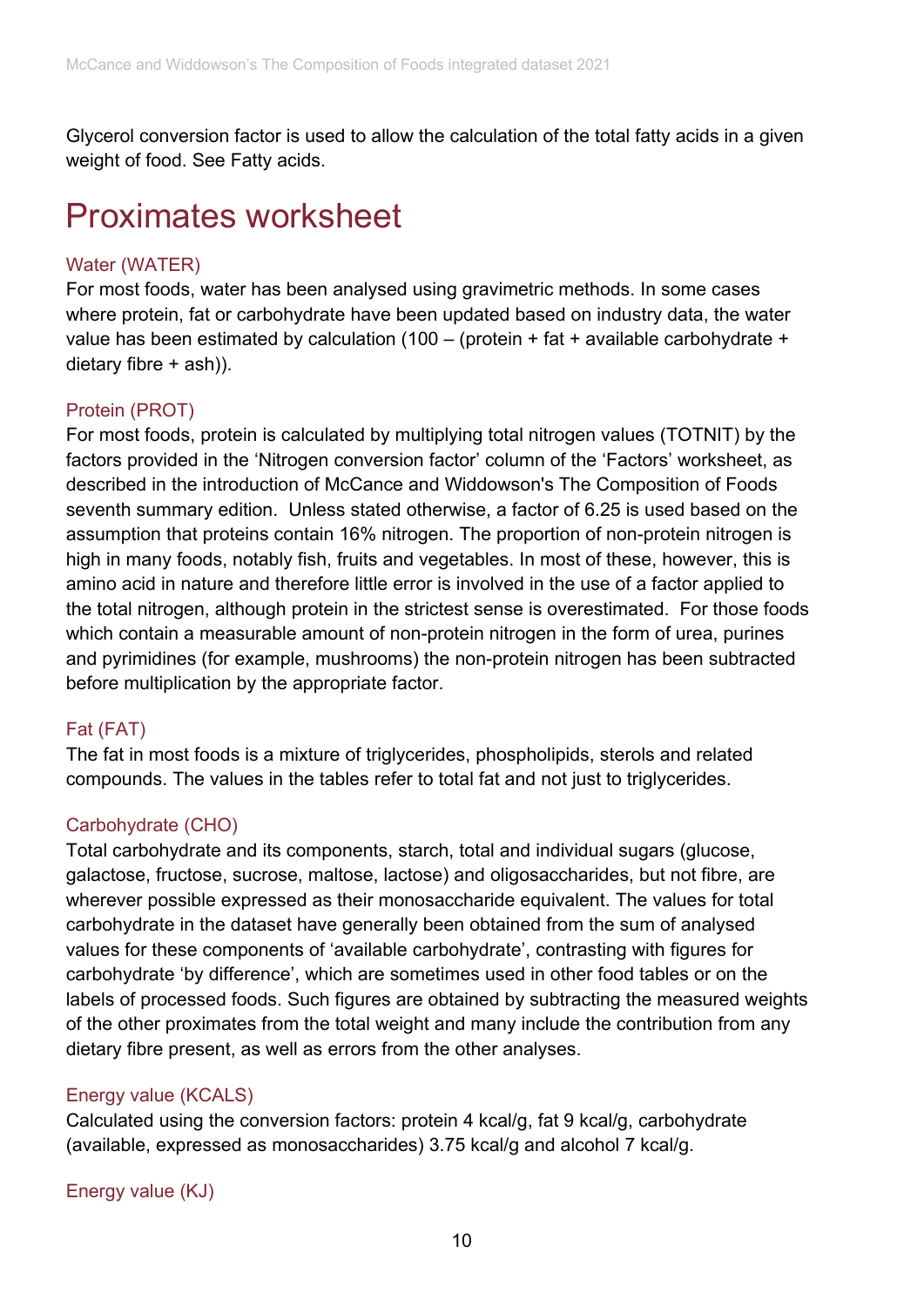Glycerol conversion factor is used to allow the calculation of the total fatty acids in a given weight of food. See Fatty acids.

# Proximates worksheet

### Water (WATER)

For most foods, water has been analysed using gravimetric methods. In some cases where protein, fat or carbohydrate have been updated based on industry data, the water value has been estimated by calculation (100 – (protein + fat + available carbohydrate + dietary fibre + ash)).

### Protein (PROT)

For most foods, protein is calculated by multiplying total nitrogen values (TOTNIT) by the factors provided in the 'Nitrogen conversion factor' column of the 'Factors' worksheet, as described in the introduction of McCance and Widdowson's The Composition of Foods seventh summary edition. Unless stated otherwise, a factor of 6.25 is used based on the assumption that proteins contain 16% nitrogen. The proportion of non-protein nitrogen is high in many foods, notably fish, fruits and vegetables. In most of these, however, this is amino acid in nature and therefore little error is involved in the use of a factor applied to the total nitrogen, although protein in the strictest sense is overestimated. For those foods which contain a measurable amount of non-protein nitrogen in the form of urea, purines and pyrimidines (for example, mushrooms) the non-protein nitrogen has been subtracted before multiplication by the appropriate factor.

### Fat (FAT)

The fat in most foods is a mixture of triglycerides, phospholipids, sterols and related compounds. The values in the tables refer to total fat and not just to triglycerides.

### Carbohydrate (CHO)

Total carbohydrate and its components, starch, total and individual sugars (glucose, galactose, fructose, sucrose, maltose, lactose) and oligosaccharides, but not fibre, are wherever possible expressed as their monosaccharide equivalent. The values for total carbohydrate in the dataset have generally been obtained from the sum of analysed values for these components of 'available carbohydrate', contrasting with figures for carbohydrate 'by difference', which are sometimes used in other food tables or on the labels of processed foods. Such figures are obtained by subtracting the measured weights of the other proximates from the total weight and many include the contribution from any dietary fibre present, as well as errors from the other analyses.

### Energy value (KCALS)

Calculated using the conversion factors: protein 4 kcal/g, fat 9 kcal/g, carbohydrate (available, expressed as monosaccharides) 3.75 kcal/g and alcohol 7 kcal/g.

### Energy value (KJ)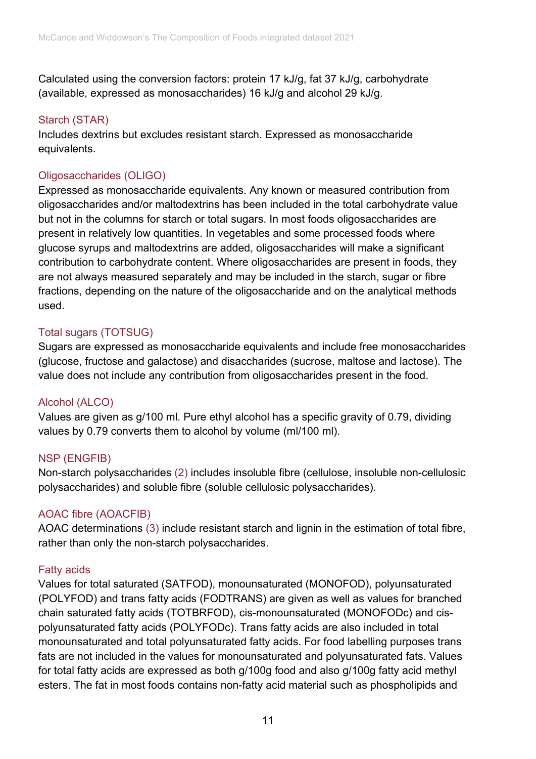Calculated using the conversion factors: protein 17 kJ/g, fat 37 kJ/g, carbohydrate (available, expressed as monosaccharides) 16 kJ/g and alcohol 29 kJ/g.

### Starch (STAR)

Includes dextrins but excludes resistant starch. Expressed as monosaccharide equivalents.

### Oligosaccharides (OLIGO)

Expressed as monosaccharide equivalents. Any known or measured contribution from oligosaccharides and/or maltodextrins has been included in the total carbohydrate value but not in the columns for starch or total sugars. In most foods oligosaccharides are present in relatively low quantities. In vegetables and some processed foods where glucose syrups and maltodextrins are added, oligosaccharides will make a significant contribution to carbohydrate content. Where oligosaccharides are present in foods, they are not always measured separately and may be included in the starch, sugar or fibre fractions, depending on the nature of the oligosaccharide and on the analytical methods used.

### Total sugars (TOTSUG)

Sugars are expressed as monosaccharide equivalents and include free monosaccharides (glucose, fructose and galactose) and disaccharides (sucrose, maltose and lactose). The value does not include any contribution from oligosaccharides present in the food.

### Alcohol (ALCO)

Values are given as g/100 ml. Pure ethyl alcohol has a specific gravity of 0.79, dividing values by 0.79 converts them to alcohol by volume (ml/100 ml).

### NSP (ENGFIB)

Non-starch polysaccharides (2) includes insoluble fibre (cellulose, insoluble non-cellulosic polysaccharides) and soluble fibre (soluble cellulosic polysaccharides).

### AOAC fibre (AOACFIB)

AOAC determinations (3) include resistant starch and lignin in the estimation of total fibre, rather than only the non-starch polysaccharides.

### Fatty acids

Values for total saturated (SATFOD), monounsaturated (MONOFOD), polyunsaturated (POLYFOD) and trans fatty acids (FODTRANS) are given as well as values for branched chain saturated fatty acids (TOTBRFOD), cis-monounsaturated (MONOFODc) and cis-polyunsaturated fatty acids (POLYFODc). Trans fatty acids are also included in total monounsaturated and total polyunsaturated fatty acids. For food labelling purposes trans fats are not included in the values for monounsaturated and polyunsaturated fats. Values for total fatty acids are expressed as both g/100g food and also g/100g fatty acid methyl esters. The fat in most foods contains non-fatty acid material such as phospholipids and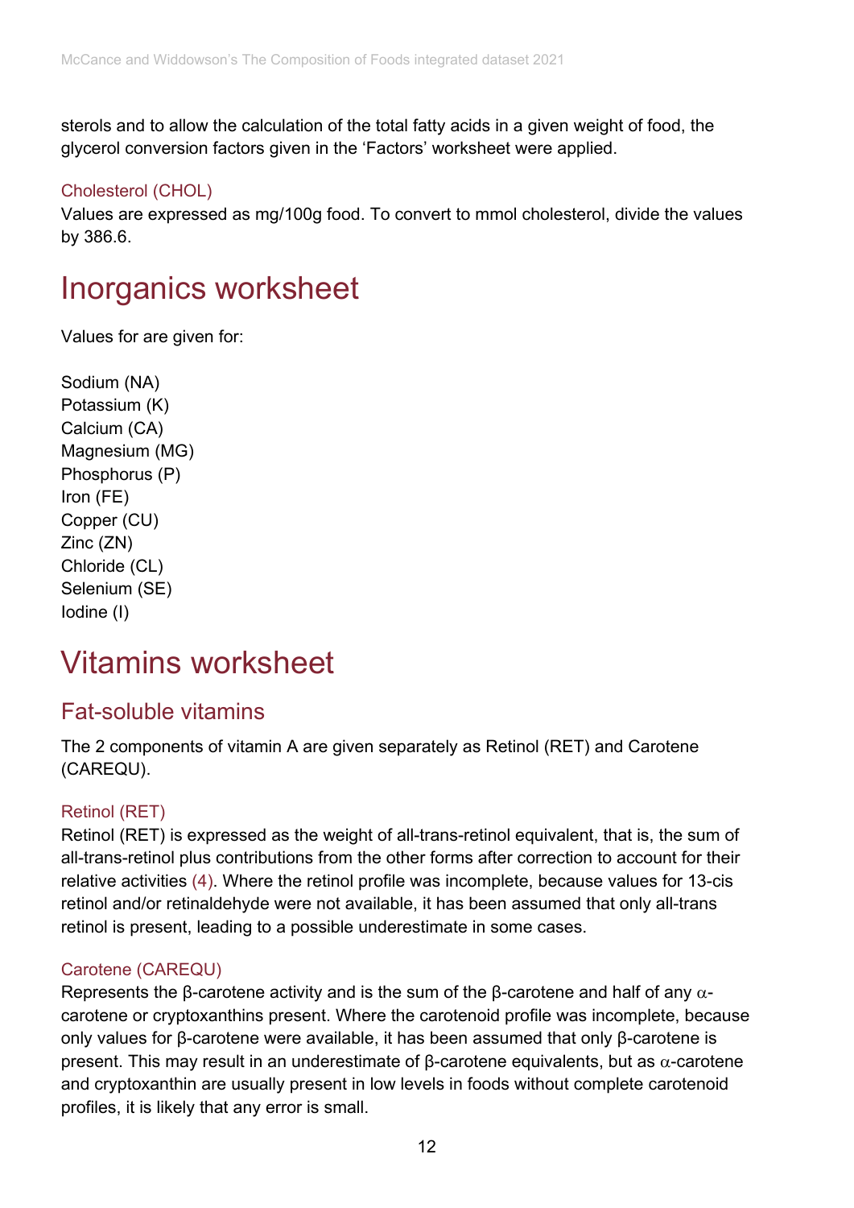sterols and to allow the calculation of the total fatty acids in a given weight of food, the glycerol conversion factors given in the 'Factors' worksheet were applied.

### Cholesterol (CHOL)

Values are expressed as mg/100g food. To convert to mmol cholesterol, divide the values by 386.6.

# Inorganics worksheet

Values for are given for:

Sodium (NA)
Potassium (K)
Calcium (CA)
Magnesium (MG)
Phosphorus (P)
Iron (FE)
Copper (CU)
Zinc (ZN)
Chloride (CL)
Selenium (SE)
Iodine (I)

# Vitamins worksheet

## Fat-soluble vitamins

The 2 components of vitamin A are given separately as Retinol (RET) and Carotene (CAREQU).

### Retinol (RET)

Retinol (RET) is expressed as the weight of all-trans-retinol equivalent, that is, the sum of all-trans-retinol plus contributions from the other forms after correction to account for their relative activities (4). Where the retinol profile was incomplete, because values for 13-cis retinol and/or retinaldehyde were not available, it has been assumed that only all-trans retinol is present, leading to a possible underestimate in some cases.

### Carotene (CAREQU)

Represents the β-carotene activity and is the sum of the β-carotene and half of any α-carotene or cryptoxanthins present. Where the carotenoid profile was incomplete, because only values for β-carotene were available, it has been assumed that only β-carotene is present. This may result in an underestimate of β-carotene equivalents, but as α-carotene and cryptoxanthin are usually present in low levels in foods without complete carotenoid profiles, it is likely that any error is small.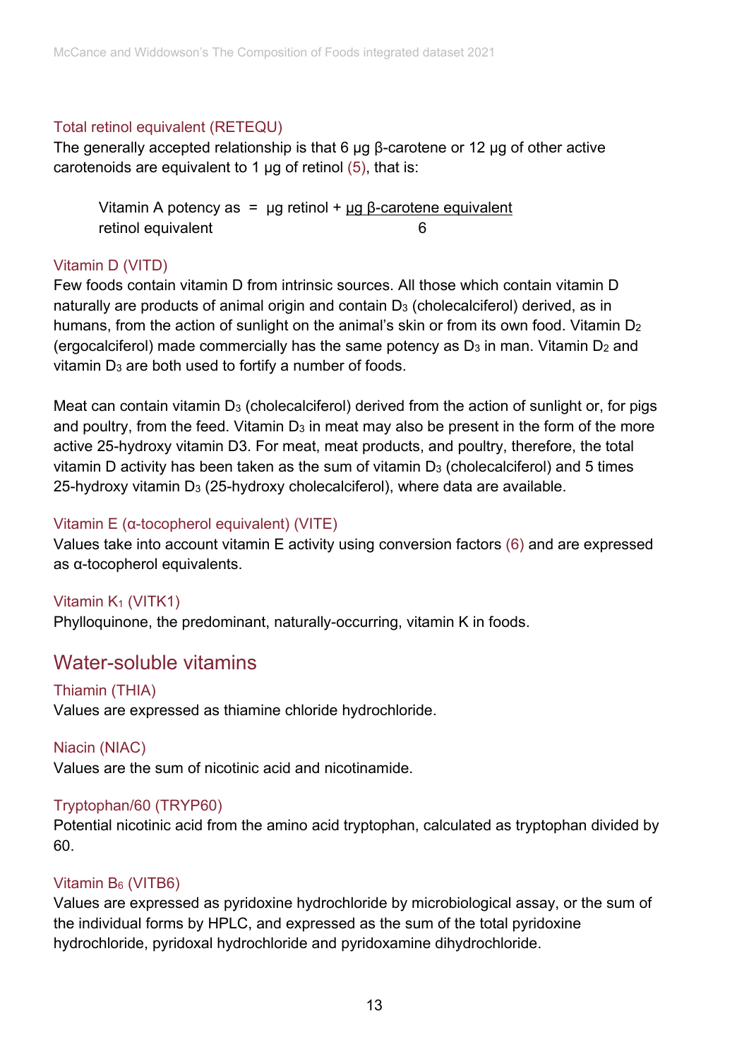### Total retinol equivalent (RETEQU)

The generally accepted relationship is that 6 µg β-carotene or 12 µg of other active carotenoids are equivalent to 1 µg of retinol (5), that is:

$$\text{Vitamin A potency as retinol equivalent} = \mu\text{g retinol} + \frac{\mu\text{g } \beta\text{-carotene equivalent}}{6}$$

### Vitamin D (VITD)

Few foods contain vitamin D from intrinsic sources. All those which contain vitamin D naturally are products of animal origin and contain $D_3$ (cholecalciferol) derived, as in humans, from the action of sunlight on the animal's skin or from its own food. Vitamin $D_2$ (ergocalciferol) made commercially has the same potency as $D_3$ in man. Vitamin $D_2$ and vitamin $D_3$ are both used to fortify a number of foods.

Meat can contain vitamin $D_3$ (cholecalciferol) derived from the action of sunlight or, for pigs and poultry, from the feed. Vitamin $D_3$ in meat may also be present in the form of the more active 25-hydroxy vitamin D3. For meat, meat products, and poultry, therefore, the total vitamin D activity has been taken as the sum of vitamin $D_3$ (cholecalciferol) and 5 times 25-hydroxy vitamin $D_3$ (25-hydroxy cholecalciferol), where data are available.

### Vitamin E (α-tocopherol equivalent) (VITE)

Values take into account vitamin E activity using conversion factors (6) and are expressed as α-tocopherol equivalents.

### Vitamin $K_1$ (VITK1)

Phylloquinone, the predominant, naturally-occurring, vitamin K in foods.

## Water-soluble vitamins

### Thiamin (THIA)

Values are expressed as thiamine chloride hydrochloride.

### Niacin (NIAC)

Values are the sum of nicotinic acid and nicotinamide.

### Tryptophan/60 (TRYP60)

Potential nicotinic acid from the amino acid tryptophan, calculated as tryptophan divided by 60.

### Vitamin $B_6$ (VITB6)

Values are expressed as pyridoxine hydrochloride by microbiological assay, or the sum of the individual forms by HPLC, and expressed as the sum of the total pyridoxine hydrochloride, pyridoxal hydrochloride and pyridoxamine dihydrochloride.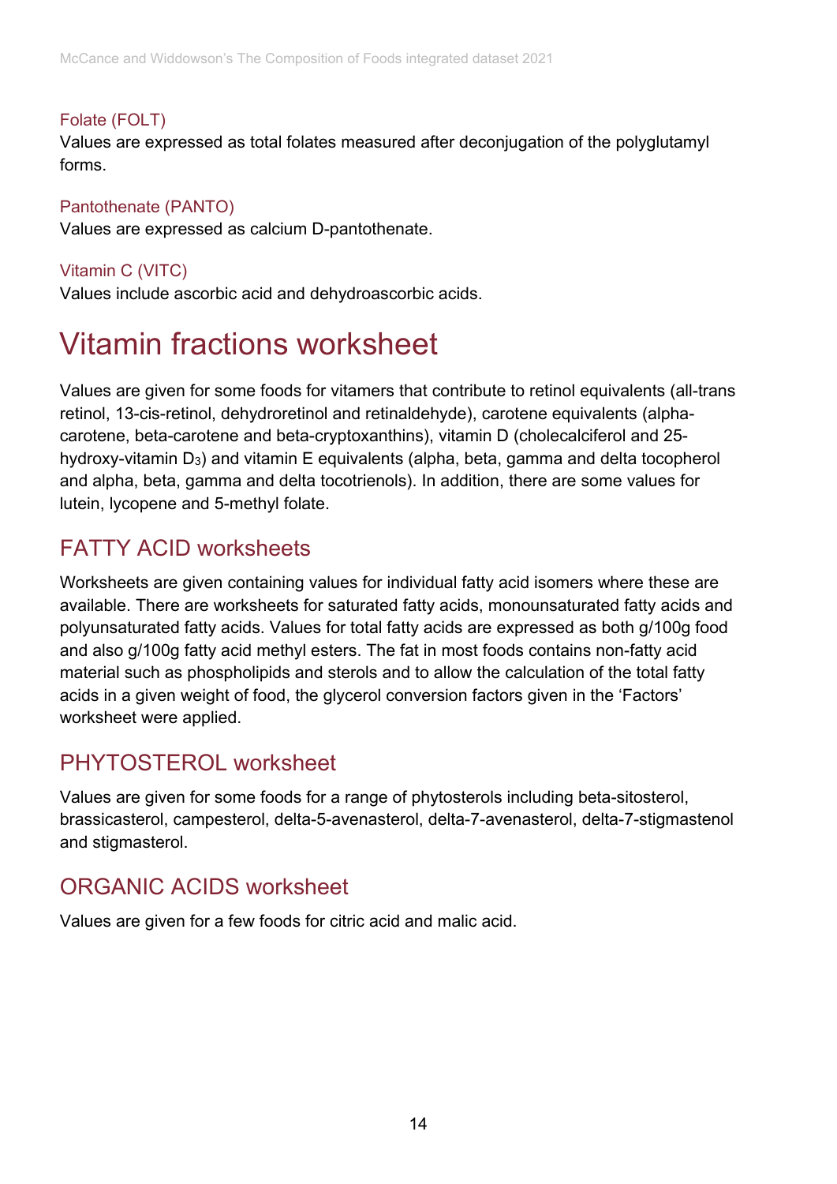### Folate (FOLT)

Values are expressed as total folates measured after deconjugation of the polyglutamyl forms.

### Pantothenate (PANTO)

Values are expressed as calcium D-pantothenate.

### Vitamin C (VITC)

Values include ascorbic acid and dehydroascorbic acids.

# Vitamin fractions worksheet

Values are given for some foods for vitamers that contribute to retinol equivalents (all-trans retinol, 13-cis-retinol, dehydroretinol and retinaldehyde), carotene equivalents (alpha-carotene, beta-carotene and beta-cryptoxanthins), vitamin D (cholecalciferol and 25-hydroxy-vitamin $D_3$) and vitamin E equivalents (alpha, beta, gamma and delta tocopherol and alpha, beta, gamma and delta tocotrienols). In addition, there are some values for lutein, lycopene and 5-methyl folate.

## FATTY ACID worksheets

Worksheets are given containing values for individual fatty acid isomers where these are available. There are worksheets for saturated fatty acids, monounsaturated fatty acids and polyunsaturated fatty acids. Values for total fatty acids are expressed as both g/100g food and also g/100g fatty acid methyl esters. The fat in most foods contains non-fatty acid material such as phospholipids and sterols and to allow the calculation of the total fatty acids in a given weight of food, the glycerol conversion factors given in the 'Factors' worksheet were applied.

## PHYTOSTEROL worksheet

Values are given for some foods for a range of phytosterols including beta-sitosterol, brassicasterol, campesterol, delta-5-avenasterol, delta-7-avenasterol, delta-7-stigmastenol and stigmasterol.

## ORGANIC ACIDS worksheet

Values are given for a few foods for citric acid and malic acid.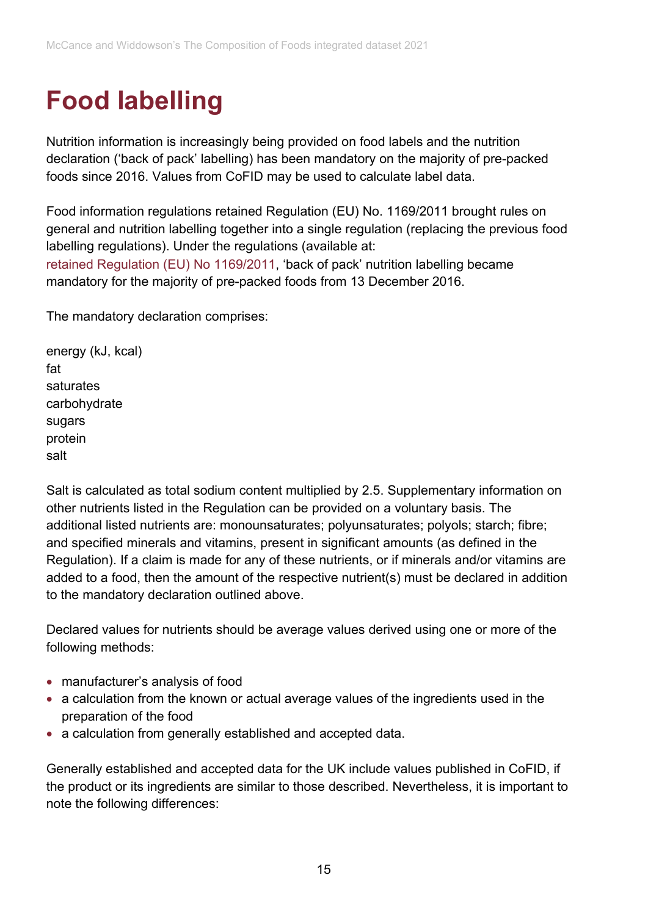# Food labelling

Nutrition information is increasingly being provided on food labels and the nutrition declaration ('back of pack' labelling) has been mandatory on the majority of pre-packed foods since 2016. Values from CoFID may be used to calculate label data.

Food information regulations retained Regulation (EU) No. 1169/2011 brought rules on general and nutrition labelling together into a single regulation (replacing the previous food labelling regulations). Under the regulations (available at: retained Regulation (EU) No 1169/2011, 'back of pack' nutrition labelling became mandatory for the majority of pre-packed foods from 13 December 2016.

The mandatory declaration comprises:

energy (kJ, kcal)
fat
saturates
carbohydrate
sugars
protein
salt

Salt is calculated as total sodium content multiplied by 2.5. Supplementary information on other nutrients listed in the Regulation can be provided on a voluntary basis. The additional listed nutrients are: monounsaturates; polyunsaturates; polyols; starch; fibre; and specified minerals and vitamins, present in significant amounts (as defined in the Regulation). If a claim is made for any of these nutrients, or if minerals and/or vitamins are added to a food, then the amount of the respective nutrient(s) must be declared in addition to the mandatory declaration outlined above.

Declared values for nutrients should be average values derived using one or more of the following methods:

- manufacturer's analysis of food
- a calculation from the known or actual average values of the ingredients used in the preparation of the food
- a calculation from generally established and accepted data.

Generally established and accepted data for the UK include values published in CoFID, if the product or its ingredients are similar to those described. Nevertheless, it is important to note the following differences: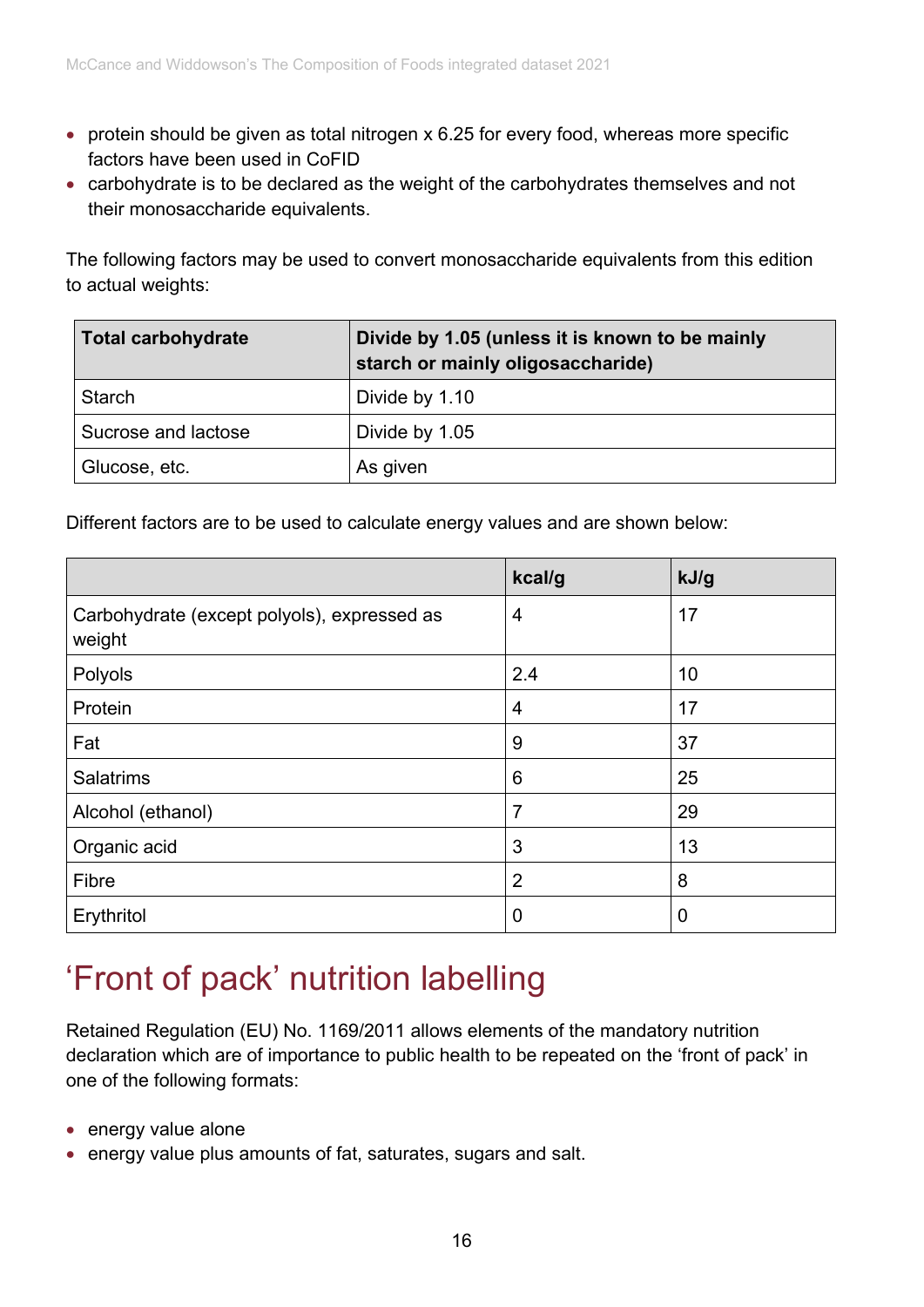- protein should be given as total nitrogen x 6.25 for every food, whereas more specific factors have been used in CoFID
- carbohydrate is to be declared as the weight of the carbohydrates themselves and not their monosaccharide equivalents.

The following factors may be used to convert monosaccharide equivalents from this edition to actual weights:

| Total carbohydrate | Divide by 1.05 (unless it is known to be mainly starch or mainly oligosaccharide) |
|---|---|
| Starch | Divide by 1.10 |
| Sucrose and lactose | Divide by 1.05 |
| Glucose, etc. | As given |

Different factors are to be used to calculate energy values and are shown below:

| | kcal/g | kJ/g |
|---|---|---|
| Carbohydrate (except polyols), expressed as weight | 4 | 17 |
| Polyols | 2.4 | 10 |
| Protein | 4 | 17 |
| Fat | 9 | 37 |
| Salatrims | 6 | 25 |
| Alcohol (ethanol) | 7 | 29 |
| Organic acid | 3 | 13 |
| Fibre | 2 | 8 |
| Erythritol | 0 | 0 |

## 'Front of pack' nutrition labelling

Retained Regulation (EU) No. 1169/2011 allows elements of the mandatory nutrition declaration which are of importance to public health to be repeated on the 'front of pack' in one of the following formats:

- energy value alone
- energy value plus amounts of fat, saturates, sugars and salt.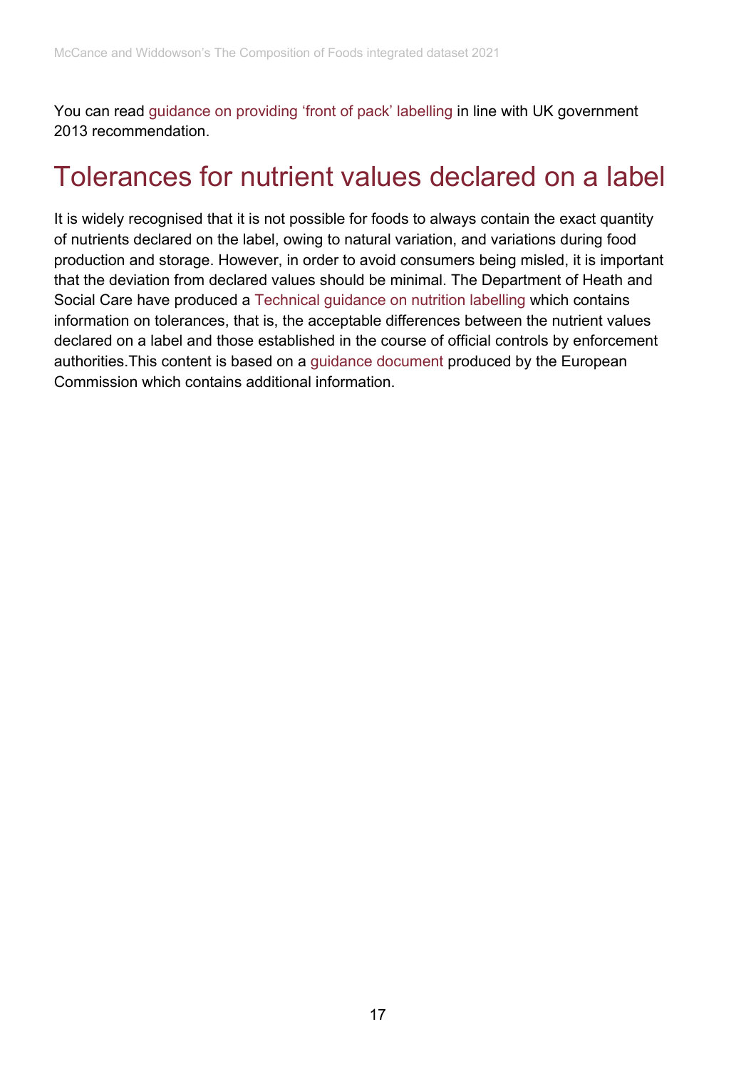You can read guidance on providing 'front of pack' labelling in line with UK government 2013 recommendation.

## Tolerances for nutrient values declared on a label

It is widely recognised that it is not possible for foods to always contain the exact quantity of nutrients declared on the label, owing to natural variation, and variations during food production and storage. However, in order to avoid consumers being misled, it is important that the deviation from declared values should be minimal. The Department of Heath and Social Care have produced a Technical guidance on nutrition labelling which contains information on tolerances, that is, the acceptable differences between the nutrient values declared on a label and those established in the course of official controls by enforcement authorities.This content is based on a guidance document produced by the European Commission which contains additional information.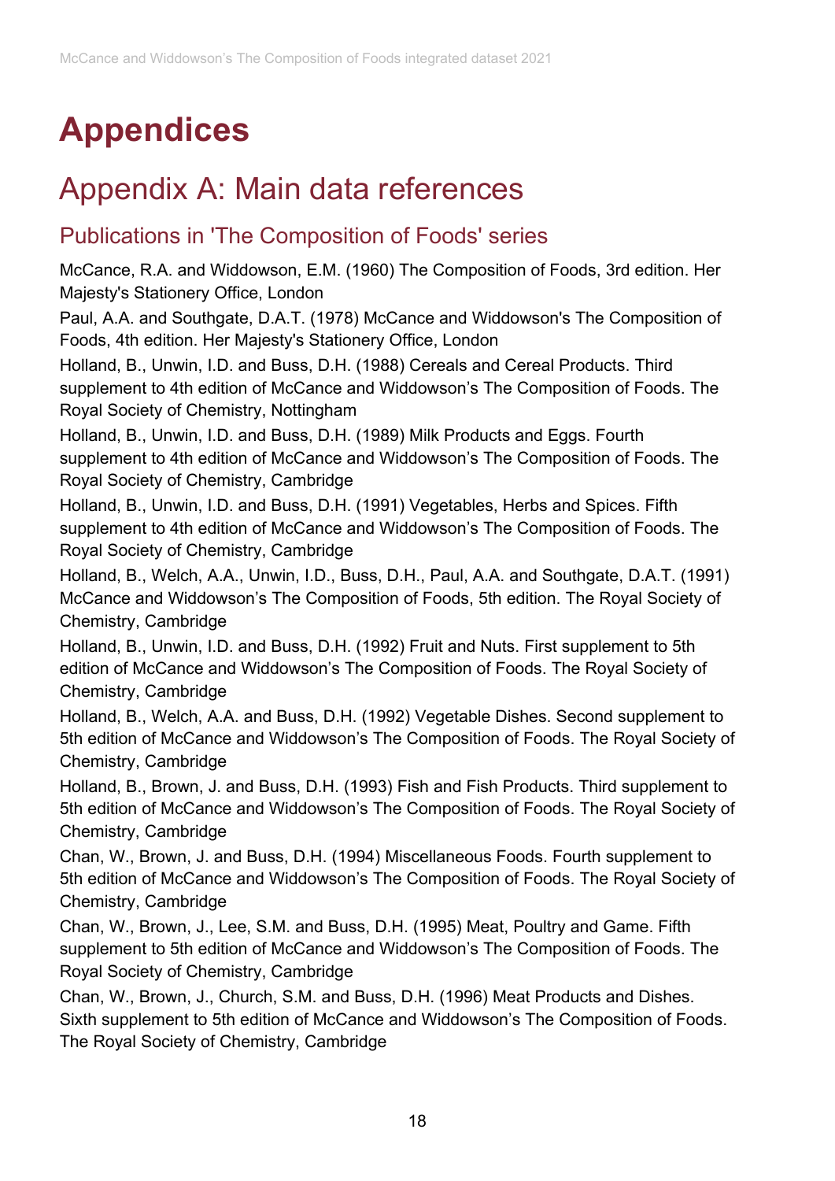# Appendices

## Appendix A: Main data references

### Publications in 'The Composition of Foods' series

McCance, R.A. and Widdowson, E.M. (1960) The Composition of Foods, 3rd edition. Her Majesty's Stationery Office, London

Paul, A.A. and Southgate, D.A.T. (1978) McCance and Widdowson's The Composition of Foods, 4th edition. Her Majesty's Stationery Office, London

Holland, B., Unwin, I.D. and Buss, D.H. (1988) Cereals and Cereal Products. Third supplement to 4th edition of McCance and Widdowson's The Composition of Foods. The Royal Society of Chemistry, Nottingham

Holland, B., Unwin, I.D. and Buss, D.H. (1989) Milk Products and Eggs. Fourth supplement to 4th edition of McCance and Widdowson's The Composition of Foods. The Royal Society of Chemistry, Cambridge

Holland, B., Unwin, I.D. and Buss, D.H. (1991) Vegetables, Herbs and Spices. Fifth supplement to 4th edition of McCance and Widdowson's The Composition of Foods. The Royal Society of Chemistry, Cambridge

Holland, B., Welch, A.A., Unwin, I.D., Buss, D.H., Paul, A.A. and Southgate, D.A.T. (1991) McCance and Widdowson's The Composition of Foods, 5th edition. The Royal Society of Chemistry, Cambridge

Holland, B., Unwin, I.D. and Buss, D.H. (1992) Fruit and Nuts. First supplement to 5th edition of McCance and Widdowson's The Composition of Foods. The Royal Society of Chemistry, Cambridge

Holland, B., Welch, A.A. and Buss, D.H. (1992) Vegetable Dishes. Second supplement to 5th edition of McCance and Widdowson's The Composition of Foods. The Royal Society of Chemistry, Cambridge

Holland, B., Brown, J. and Buss, D.H. (1993) Fish and Fish Products. Third supplement to 5th edition of McCance and Widdowson's The Composition of Foods. The Royal Society of Chemistry, Cambridge

Chan, W., Brown, J. and Buss, D.H. (1994) Miscellaneous Foods. Fourth supplement to 5th edition of McCance and Widdowson's The Composition of Foods. The Royal Society of Chemistry, Cambridge

Chan, W., Brown, J., Lee, S.M. and Buss, D.H. (1995) Meat, Poultry and Game. Fifth supplement to 5th edition of McCance and Widdowson's The Composition of Foods. The Royal Society of Chemistry, Cambridge

Chan, W., Brown, J., Church, S.M. and Buss, D.H. (1996) Meat Products and Dishes. Sixth supplement to 5th edition of McCance and Widdowson's The Composition of Foods. The Royal Society of Chemistry, Cambridge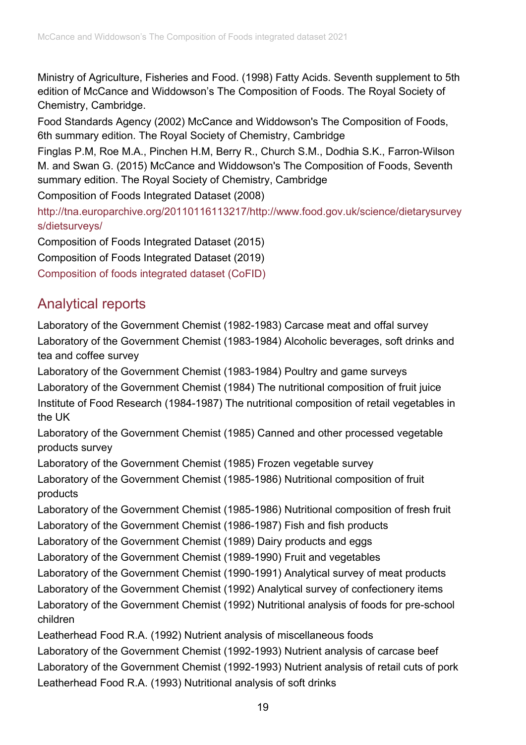Ministry of Agriculture, Fisheries and Food. (1998) Fatty Acids. Seventh supplement to 5th edition of McCance and Widdowson's The Composition of Foods. The Royal Society of Chemistry, Cambridge.

Food Standards Agency (2002) McCance and Widdowson's The Composition of Foods, 6th summary edition. The Royal Society of Chemistry, Cambridge

Finglas P.M, Roe M.A., Pinchen H.M, Berry R., Church S.M., Dodhia S.K., Farron-Wilson M. and Swan G. (2015) McCance and Widdowson's The Composition of Foods, Seventh summary edition. The Royal Society of Chemistry, Cambridge

Composition of Foods Integrated Dataset (2008)

http://tna.europarchive.org/20110116113217/http://www.food.gov.uk/science/dietarysurveys/dietsurveys/

Composition of Foods Integrated Dataset (2015)

Composition of Foods Integrated Dataset (2019)

Composition of foods integrated dataset (CoFID)

## Analytical reports

Laboratory of the Government Chemist (1982-1983) Carcase meat and offal survey

Laboratory of the Government Chemist (1983-1984) Alcoholic beverages, soft drinks and tea and coffee survey

Laboratory of the Government Chemist (1983-1984) Poultry and game surveys

Laboratory of the Government Chemist (1984) The nutritional composition of fruit juice

Institute of Food Research (1984-1987) The nutritional composition of retail vegetables in the UK

Laboratory of the Government Chemist (1985) Canned and other processed vegetable products survey

Laboratory of the Government Chemist (1985) Frozen vegetable survey

Laboratory of the Government Chemist (1985-1986) Nutritional composition of fruit products

Laboratory of the Government Chemist (1985-1986) Nutritional composition of fresh fruit

Laboratory of the Government Chemist (1986-1987) Fish and fish products

Laboratory of the Government Chemist (1989) Dairy products and eggs

Laboratory of the Government Chemist (1989-1990) Fruit and vegetables

Laboratory of the Government Chemist (1990-1991) Analytical survey of meat products

Laboratory of the Government Chemist (1992) Analytical survey of confectionery items

Laboratory of the Government Chemist (1992) Nutritional analysis of foods for pre-school children

Leatherhead Food R.A. (1992) Nutrient analysis of miscellaneous foods

Laboratory of the Government Chemist (1992-1993) Nutrient analysis of carcase beef

Laboratory of the Government Chemist (1992-1993) Nutrient analysis of retail cuts of pork

Leatherhead Food R.A. (1993) Nutritional analysis of soft drinks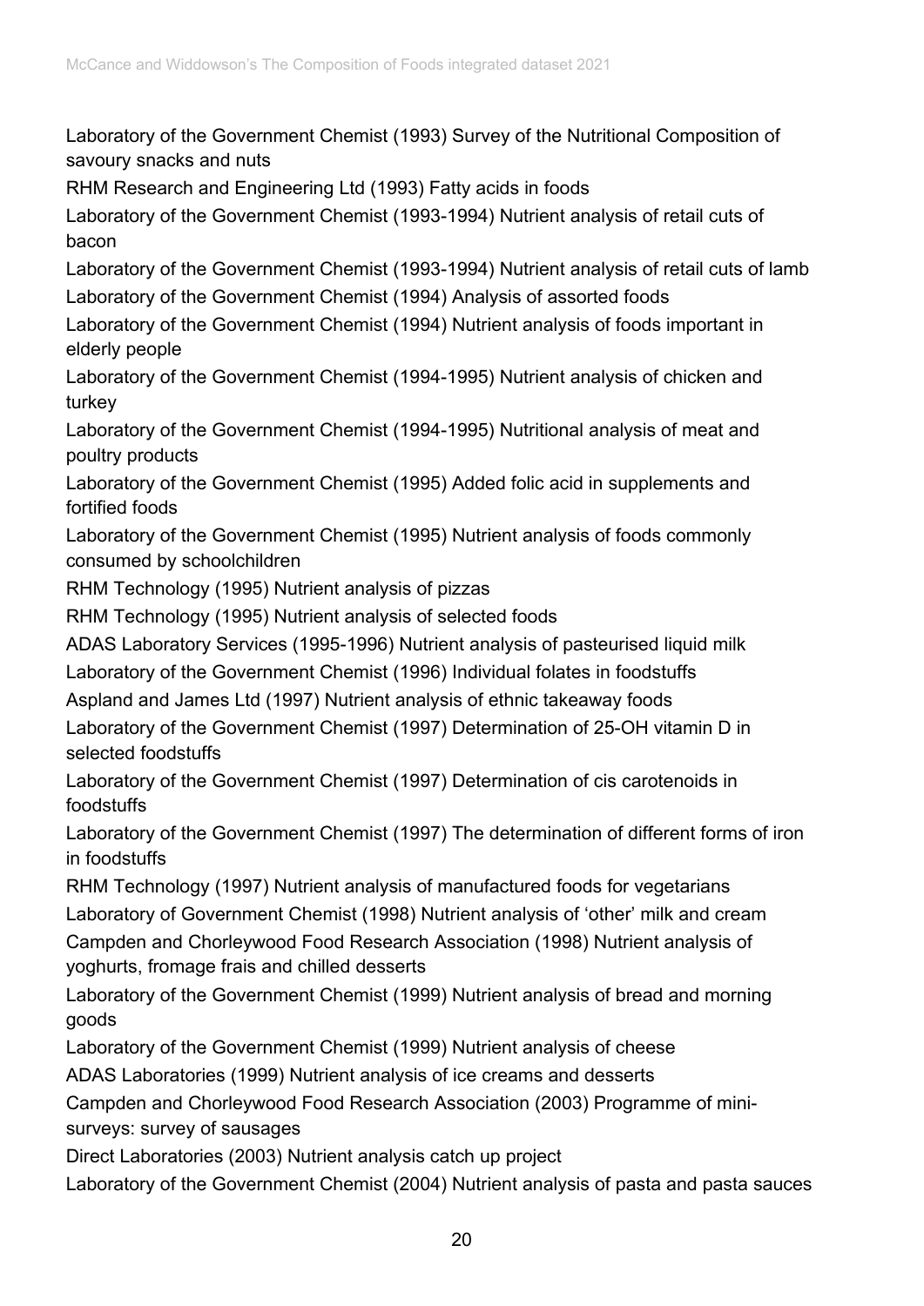Laboratory of the Government Chemist (1993) Survey of the Nutritional Composition of savoury snacks and nuts

RHM Research and Engineering Ltd (1993) Fatty acids in foods

Laboratory of the Government Chemist (1993-1994) Nutrient analysis of retail cuts of bacon

Laboratory of the Government Chemist (1993-1994) Nutrient analysis of retail cuts of lamb

Laboratory of the Government Chemist (1994) Analysis of assorted foods

Laboratory of the Government Chemist (1994) Nutrient analysis of foods important in elderly people

Laboratory of the Government Chemist (1994-1995) Nutrient analysis of chicken and turkey

Laboratory of the Government Chemist (1994-1995) Nutritional analysis of meat and poultry products

Laboratory of the Government Chemist (1995) Added folic acid in supplements and fortified foods

Laboratory of the Government Chemist (1995) Nutrient analysis of foods commonly consumed by schoolchildren

RHM Technology (1995) Nutrient analysis of pizzas

RHM Technology (1995) Nutrient analysis of selected foods

ADAS Laboratory Services (1995-1996) Nutrient analysis of pasteurised liquid milk

Laboratory of the Government Chemist (1996) Individual folates in foodstuffs

Aspland and James Ltd (1997) Nutrient analysis of ethnic takeaway foods

Laboratory of the Government Chemist (1997) Determination of 25-OH vitamin D in selected foodstuffs

Laboratory of the Government Chemist (1997) Determination of cis carotenoids in foodstuffs

Laboratory of the Government Chemist (1997) The determination of different forms of iron in foodstuffs

RHM Technology (1997) Nutrient analysis of manufactured foods for vegetarians

Laboratory of Government Chemist (1998) Nutrient analysis of 'other' milk and cream

Campden and Chorleywood Food Research Association (1998) Nutrient analysis of yoghurts, fromage frais and chilled desserts

Laboratory of the Government Chemist (1999) Nutrient analysis of bread and morning goods

Laboratory of the Government Chemist (1999) Nutrient analysis of cheese

ADAS Laboratories (1999) Nutrient analysis of ice creams and desserts

Campden and Chorleywood Food Research Association (2003) Programme of mini-surveys: survey of sausages

Direct Laboratories (2003) Nutrient analysis catch up project

Laboratory of the Government Chemist (2004) Nutrient analysis of pasta and pasta sauces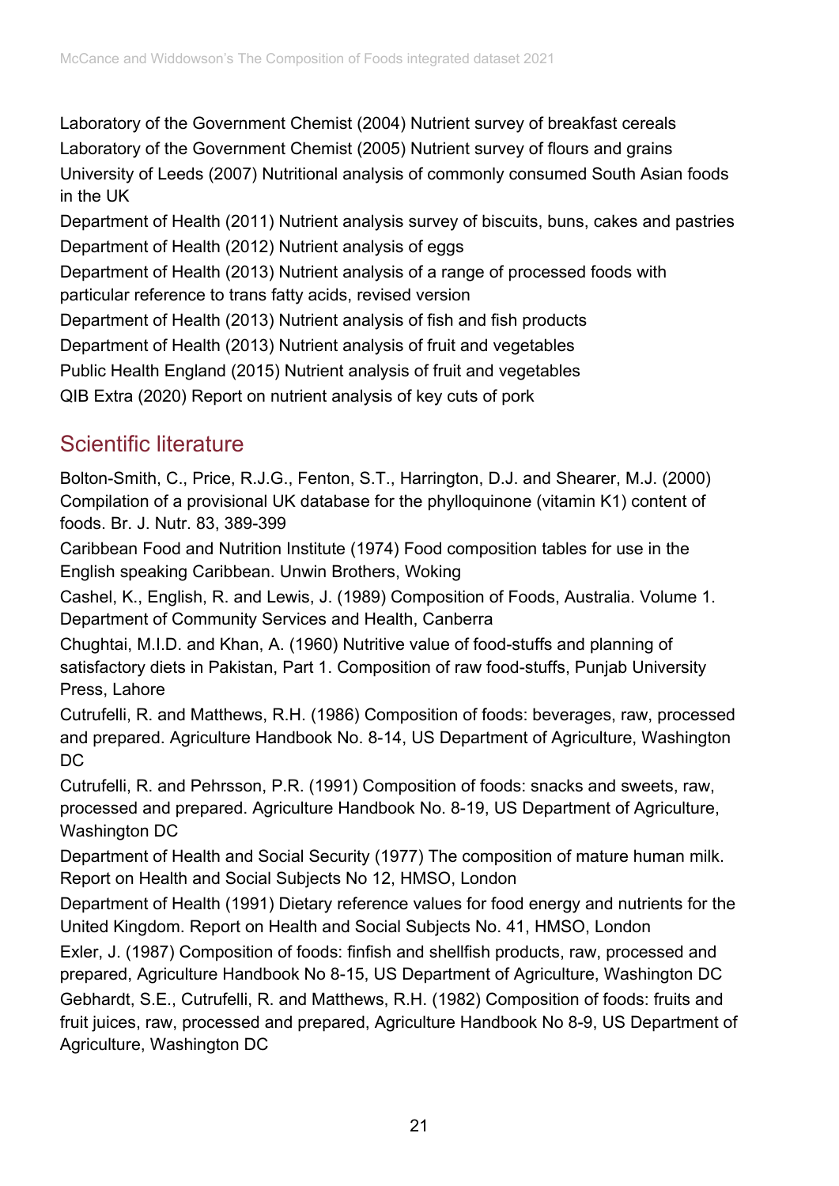Laboratory of the Government Chemist (2004) Nutrient survey of breakfast cereals

Laboratory of the Government Chemist (2005) Nutrient survey of flours and grains

University of Leeds (2007) Nutritional analysis of commonly consumed South Asian foods in the UK

Department of Health (2011) Nutrient analysis survey of biscuits, buns, cakes and pastries

Department of Health (2012) Nutrient analysis of eggs

Department of Health (2013) Nutrient analysis of a range of processed foods with particular reference to trans fatty acids, revised version

Department of Health (2013) Nutrient analysis of fish and fish products

Department of Health (2013) Nutrient analysis of fruit and vegetables

Public Health England (2015) Nutrient analysis of fruit and vegetables

QIB Extra (2020) Report on nutrient analysis of key cuts of pork

## Scientific literature

Bolton-Smith, C., Price, R.J.G., Fenton, S.T., Harrington, D.J. and Shearer, M.J. (2000) Compilation of a provisional UK database for the phylloquinone (vitamin K1) content of foods. Br. J. Nutr. 83, 389-399

Caribbean Food and Nutrition Institute (1974) Food composition tables for use in the English speaking Caribbean. Unwin Brothers, Woking

Cashel, K., English, R. and Lewis, J. (1989) Composition of Foods, Australia. Volume 1. Department of Community Services and Health, Canberra

Chughtai, M.I.D. and Khan, A. (1960) Nutritive value of food-stuffs and planning of satisfactory diets in Pakistan, Part 1. Composition of raw food-stuffs, Punjab University Press, Lahore

Cutrufelli, R. and Matthews, R.H. (1986) Composition of foods: beverages, raw, processed and prepared. Agriculture Handbook No. 8-14, US Department of Agriculture, Washington DC

Cutrufelli, R. and Pehrsson, P.R. (1991) Composition of foods: snacks and sweets, raw, processed and prepared. Agriculture Handbook No. 8-19, US Department of Agriculture, Washington DC

Department of Health and Social Security (1977) The composition of mature human milk. Report on Health and Social Subjects No 12, HMSO, London

Department of Health (1991) Dietary reference values for food energy and nutrients for the United Kingdom. Report on Health and Social Subjects No. 41, HMSO, London

Exler, J. (1987) Composition of foods: finfish and shellfish products, raw, processed and prepared, Agriculture Handbook No 8-15, US Department of Agriculture, Washington DC

Gebhardt, S.E., Cutrufelli, R. and Matthews, R.H. (1982) Composition of foods: fruits and fruit juices, raw, processed and prepared, Agriculture Handbook No 8-9, US Department of Agriculture, Washington DC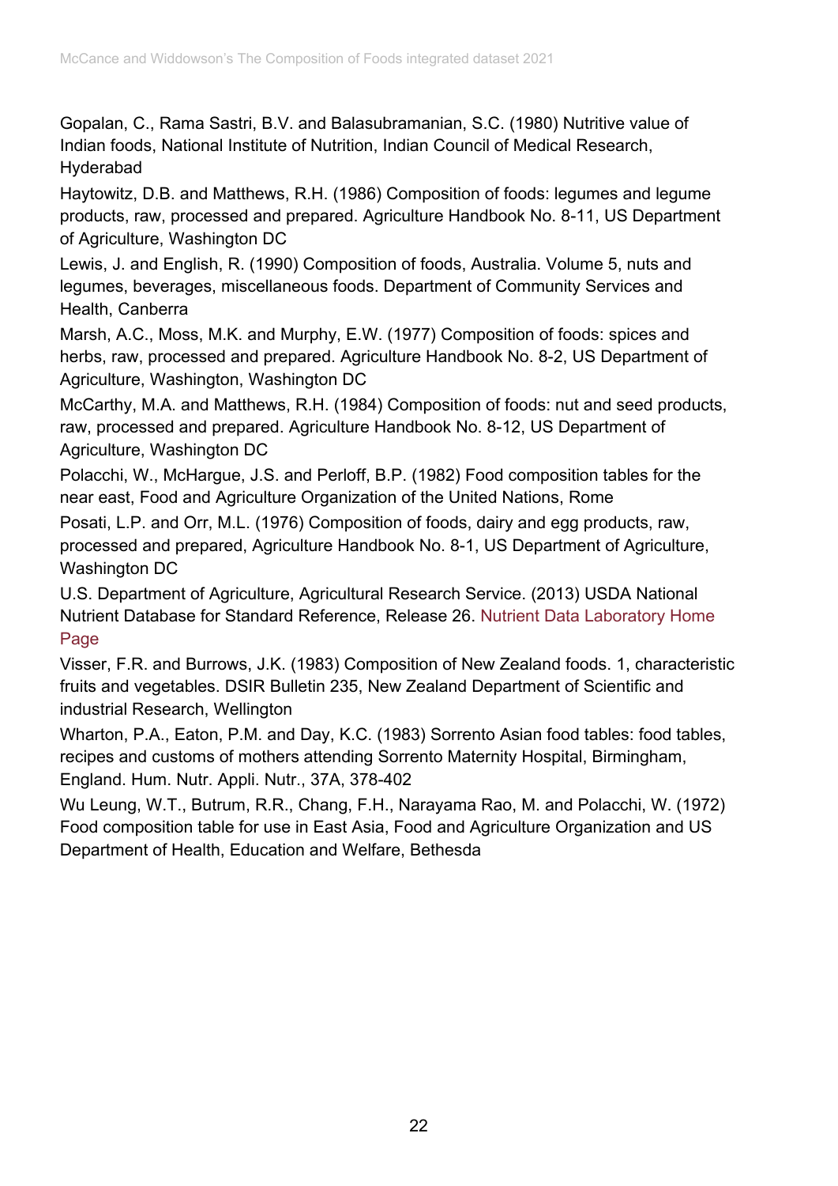Gopalan, C., Rama Sastri, B.V. and Balasubramanian, S.C. (1980) Nutritive value of Indian foods, National Institute of Nutrition, Indian Council of Medical Research, Hyderabad

Haytowitz, D.B. and Matthews, R.H. (1986) Composition of foods: legumes and legume products, raw, processed and prepared. Agriculture Handbook No. 8-11, US Department of Agriculture, Washington DC

Lewis, J. and English, R. (1990) Composition of foods, Australia. Volume 5, nuts and legumes, beverages, miscellaneous foods. Department of Community Services and Health, Canberra

Marsh, A.C., Moss, M.K. and Murphy, E.W. (1977) Composition of foods: spices and herbs, raw, processed and prepared. Agriculture Handbook No. 8-2, US Department of Agriculture, Washington, Washington DC

McCarthy, M.A. and Matthews, R.H. (1984) Composition of foods: nut and seed products, raw, processed and prepared. Agriculture Handbook No. 8-12, US Department of Agriculture, Washington DC

Polacchi, W., McHargue, J.S. and Perloff, B.P. (1982) Food composition tables for the near east, Food and Agriculture Organization of the United Nations, Rome

Posati, L.P. and Orr, M.L. (1976) Composition of foods, dairy and egg products, raw, processed and prepared, Agriculture Handbook No. 8-1, US Department of Agriculture, Washington DC

U.S. Department of Agriculture, Agricultural Research Service. (2013) USDA National Nutrient Database for Standard Reference, Release 26. Nutrient Data Laboratory Home Page

Visser, F.R. and Burrows, J.K. (1983) Composition of New Zealand foods. 1, characteristic fruits and vegetables. DSIR Bulletin 235, New Zealand Department of Scientific and industrial Research, Wellington

Wharton, P.A., Eaton, P.M. and Day, K.C. (1983) Sorrento Asian food tables: food tables, recipes and customs of mothers attending Sorrento Maternity Hospital, Birmingham, England. Hum. Nutr. Appli. Nutr., 37A, 378-402

Wu Leung, W.T., Butrum, R.R., Chang, F.H., Narayama Rao, M. and Polacchi, W. (1972) Food composition table for use in East Asia, Food and Agriculture Organization and US Department of Health, Education and Welfare, Bethesda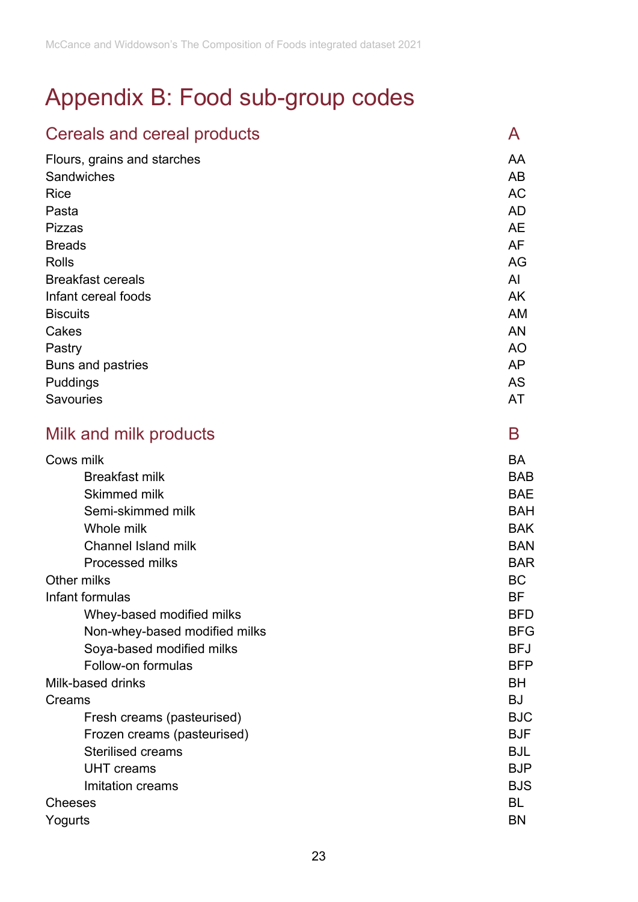# Appendix B: Food sub-group codes

| Cereals and cereal products | A |
|---|---|
| Flours, grains and starches | AA |
| Sandwiches | AB |
| Rice | AC |
| Pasta | AD |
| Pizzas | AE |
| Breads | AF |
| Rolls | AG |
| Breakfast cereals | AI |
| Infant cereal foods | AK |
| Biscuits | AM |
| Cakes | AN |
| Pastry | AO |
| Buns and pastries | AP |
| Puddings | AS |
| Savouries | AT |

| Milk and milk products | B |
|---|---|
| Cows milk | BA |
| Breakfast milk | BAB |
| Skimmed milk | BAE |
| Semi-skimmed milk | BAH |
| Whole milk | BAK |
| Channel Island milk | BAN |
| Processed milks | BAR |
| Other milks | BC |
| Infant formulas | BF |
| Whey-based modified milks | BFD |
| Non-whey-based modified milks | BFG |
| Soya-based modified milks | BFJ |
| Follow-on formulas | BFP |
| Milk-based drinks | BH |
| Creams | BJ |
| Fresh creams (pasteurised) | BJC |
| Frozen creams (pasteurised) | BJF |
| Sterilised creams | BJL |
| UHT creams | BJP |
| Imitation creams | BJS |
| Cheeses | BL |
| Yogurts | BN |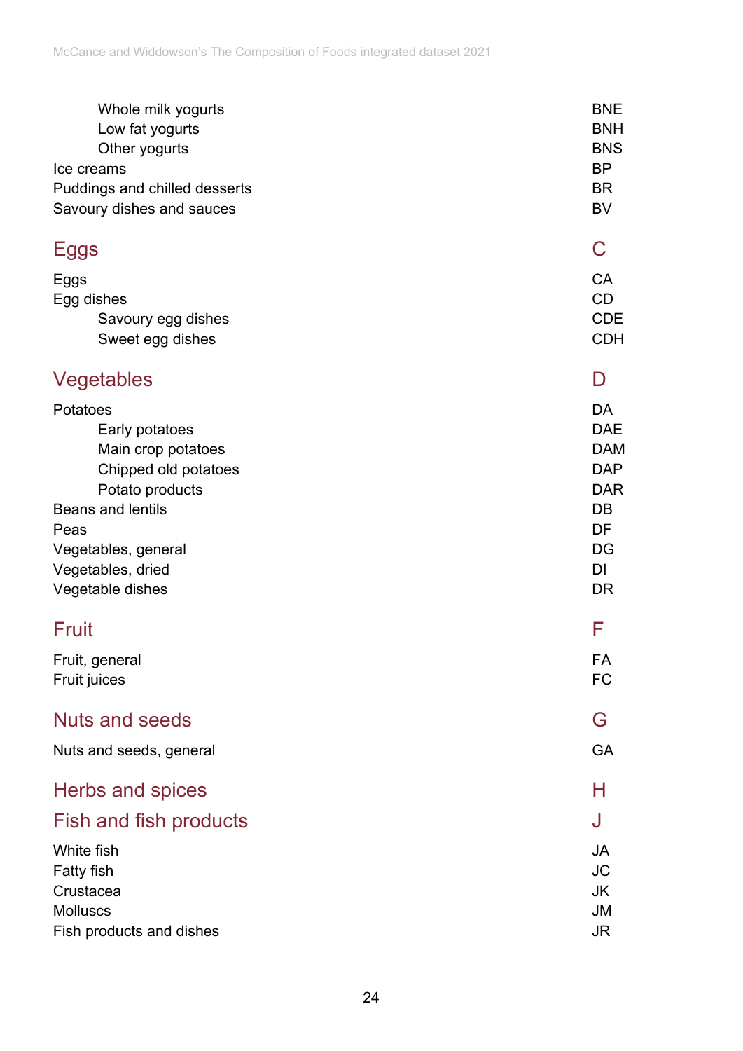| | |
|---|---|
| Whole milk yogurts | BNE |
| Low fat yogurts | BNH |
| Other yogurts | BNS |
| Ice creams | BP |
| Puddings and chilled desserts | BR |
| Savoury dishes and sauces | BV |

## Eggs — C

| | |
|---|---|
| Eggs | CA |
| Egg dishes | CD |
| Savoury egg dishes | CDE |
| Sweet egg dishes | CDH |

## Vegetables — D

| | |
|---|---|
| Potatoes | DA |
| Early potatoes | DAE |
| Main crop potatoes | DAM |
| Chipped old potatoes | DAP |
| Potato products | DAR |
| Beans and lentils | DB |
| Peas | DF |
| Vegetables, general | DG |
| Vegetables, dried | DI |
| Vegetable dishes | DR |

## Fruit — F

| | |
|---|---|
| Fruit, general | FA |
| Fruit juices | FC |

## Nuts and seeds — G

| | |
|---|---|
| Nuts and seeds, general | GA |

## Herbs and spices — H

## Fish and fish products — J

| | |
|---|---|
| White fish | JA |
| Fatty fish | JC |
| Crustacea | JK |
| Molluscs | JM |
| Fish products and dishes | JR |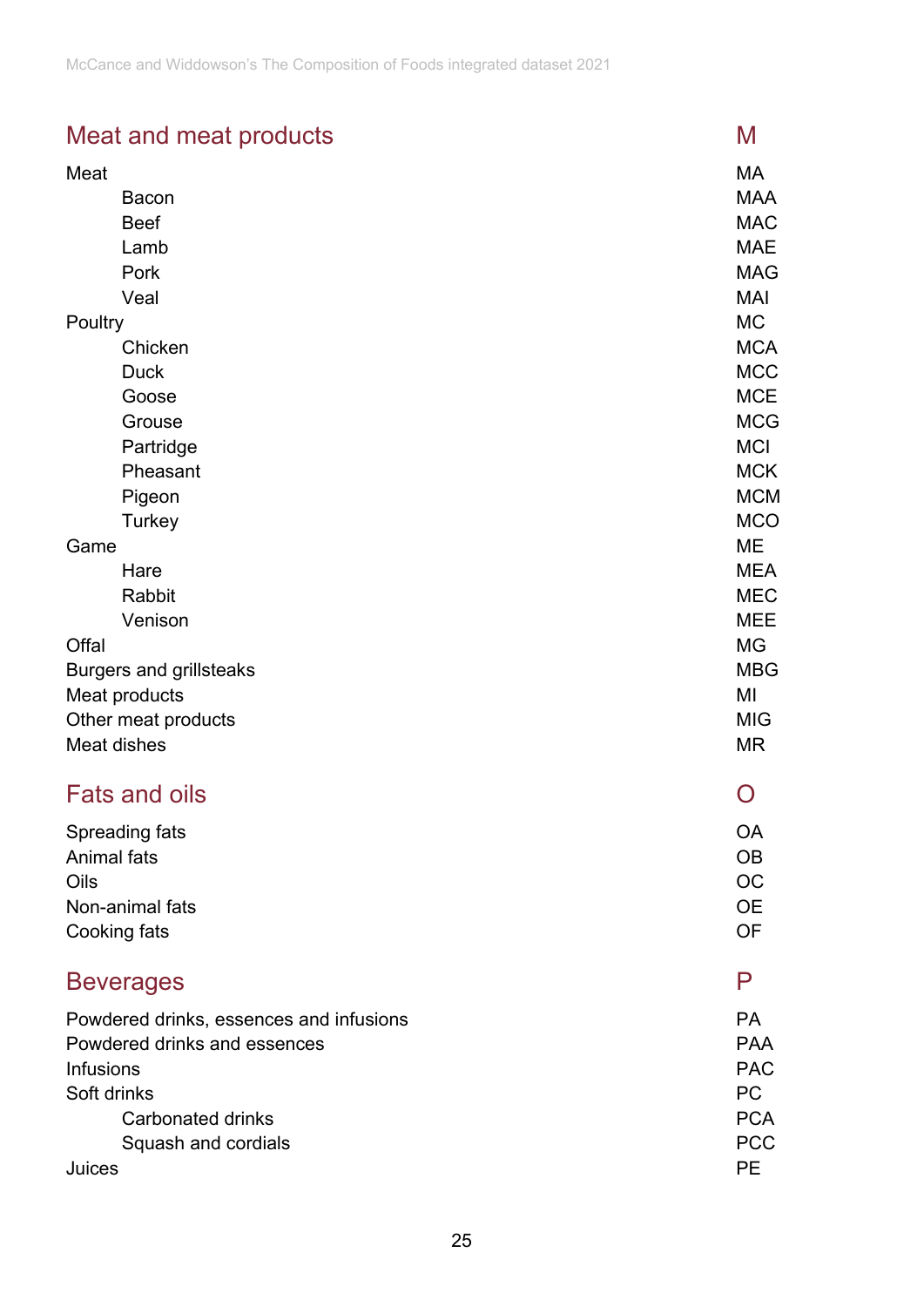## Meat and meat products — M

| | |
|---|---|
| Meat | MA |
| Bacon | MAA |
| Beef | MAC |
| Lamb | MAE |
| Pork | MAG |
| Veal | MAI |
| Poultry | MC |
| Chicken | MCA |
| Duck | MCC |
| Goose | MCE |
| Grouse | MCG |
| Partridge | MCI |
| Pheasant | MCK |
| Pigeon | MCM |
| Turkey | MCO |
| Game | ME |
| Hare | MEA |
| Rabbit | MEC |
| Venison | MEE |
| Offal | MG |
| Burgers and grillsteaks | MBG |
| Meat products | MI |
| Other meat products | MIG |
| Meat dishes | MR |

## Fats and oils — O

| | |
|---|---|
| Spreading fats | OA |
| Animal fats | OB |
| Oils | OC |
| Non-animal fats | OE |
| Cooking fats | OF |

## Beverages — P

| | |
|---|---|
| Powdered drinks, essences and infusions | PA |
| Powdered drinks and essences | PAA |
| Infusions | PAC |
| Soft drinks | PC |
| Carbonated drinks | PCA |
| Squash and cordials | PCC |
| Juices | PE |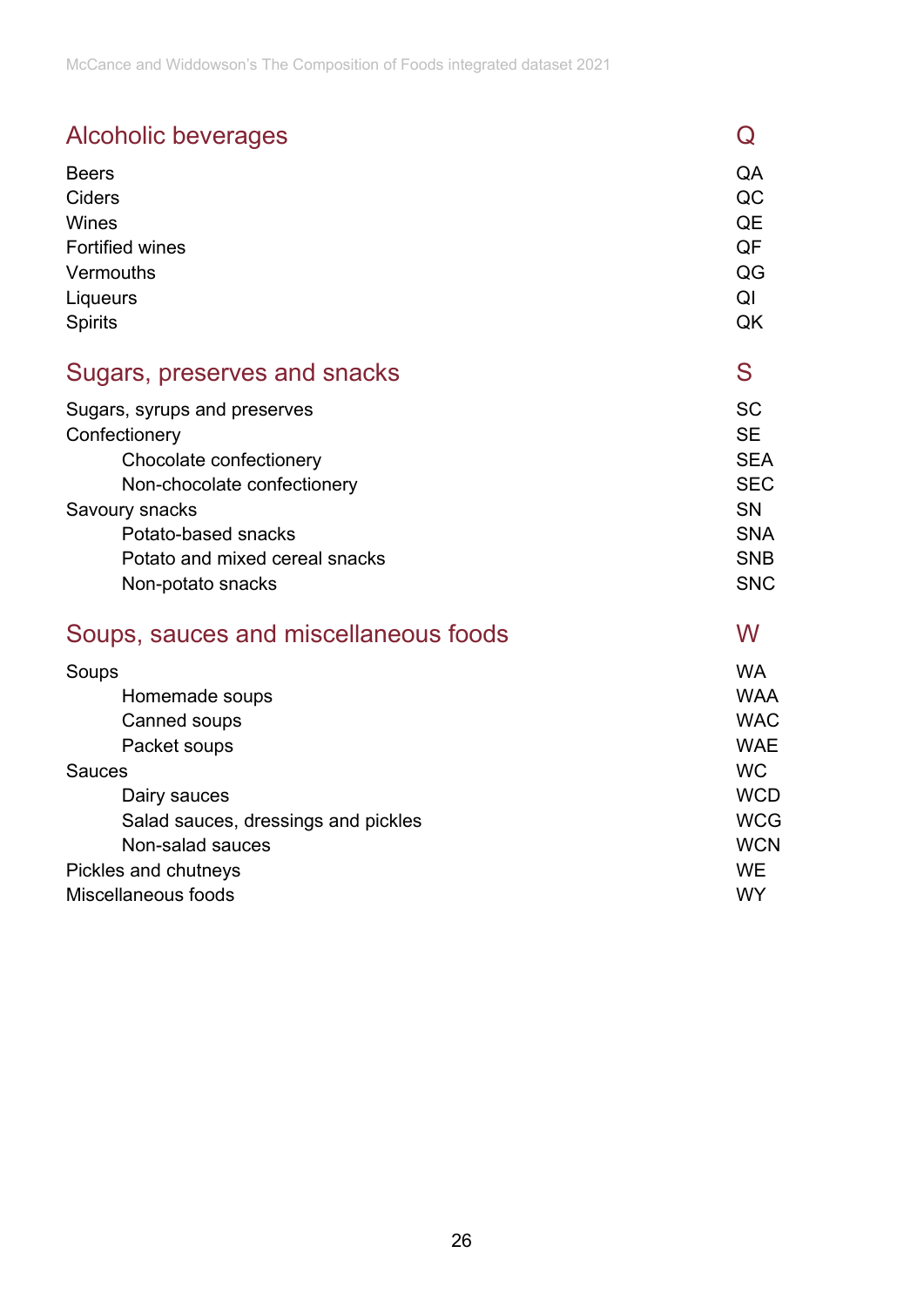## Alcoholic beverages — Q

| | |
|---|---|
| Beers | QA |
| Ciders | QC |
| Wines | QE |
| Fortified wines | QF |
| Vermouths | QG |
| Liqueurs | QI |
| Spirits | QK |

## Sugars, preserves and snacks — S

| | |
|---|---|
| Sugars, syrups and preserves | SC |
| Confectionery | SE |
| &nbsp;&nbsp;&nbsp;&nbsp;Chocolate confectionery | SEA |
| &nbsp;&nbsp;&nbsp;&nbsp;Non-chocolate confectionery | SEC |
| Savoury snacks | SN |
| &nbsp;&nbsp;&nbsp;&nbsp;Potato-based snacks | SNA |
| &nbsp;&nbsp;&nbsp;&nbsp;Potato and mixed cereal snacks | SNB |
| &nbsp;&nbsp;&nbsp;&nbsp;Non-potato snacks | SNC |

## Soups, sauces and miscellaneous foods — W

| | |
|---|---|
| Soups | WA |
| &nbsp;&nbsp;&nbsp;&nbsp;Homemade soups | WAA |
| &nbsp;&nbsp;&nbsp;&nbsp;Canned soups | WAC |
| &nbsp;&nbsp;&nbsp;&nbsp;Packet soups | WAE |
| Sauces | WC |
| &nbsp;&nbsp;&nbsp;&nbsp;Dairy sauces | WCD |
| &nbsp;&nbsp;&nbsp;&nbsp;Salad sauces, dressings and pickles | WCG |
| &nbsp;&nbsp;&nbsp;&nbsp;Non-salad sauces | WCN |
| Pickles and chutneys | WE |
| Miscellaneous foods | WY |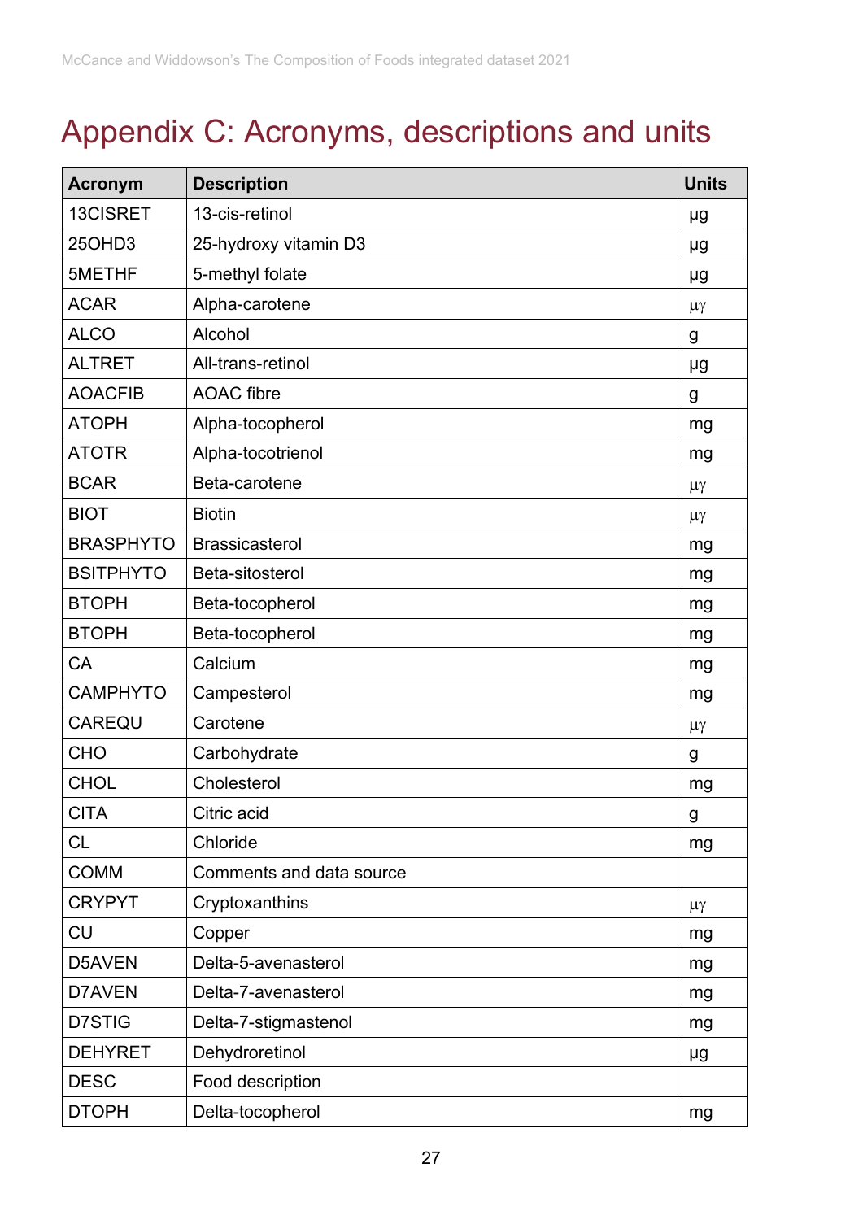# Appendix C: Acronyms, descriptions and units

| Acronym | Description | Units |
| --- | --- | --- |
| 13CISRET | 13-cis-retinol | µg |
| 25OHD3 | 25-hydroxy vitamin D3 | µg |
| 5METHF | 5-methyl folate | µg |
| ACAR | Alpha-carotene | µγ |
| ALCO | Alcohol | g |
| ALTRET | All-trans-retinol | µg |
| AOACFIB | AOAC fibre | g |
| ATOPH | Alpha-tocopherol | mg |
| ATOTR | Alpha-tocotrienol | mg |
| BCAR | Beta-carotene | µγ |
| BIOT | Biotin | µγ |
| BRASPHYTO | Brassicasterol | mg |
| BSITPHYTO | Beta-sitosterol | mg |
| BTOPH | Beta-tocopherol | mg |
| BTOPH | Beta-tocopherol | mg |
| CA | Calcium | mg |
| CAMPHYTO | Campesterol | mg |
| CAREQU | Carotene | µγ |
| CHO | Carbohydrate | g |
| CHOL | Cholesterol | mg |
| CITA | Citric acid | g |
| CL | Chloride | mg |
| COMM | Comments and data source | |
| CRYPYT | Cryptoxanthins | µγ |
| CU | Copper | mg |
| D5AVEN | Delta-5-avenasterol | mg |
| D7AVEN | Delta-7-avenasterol | mg |
| D7STIG | Delta-7-stigmastenol | mg |
| DEHYRET | Dehydroretinol | µg |
| DESC | Food description | |
| DTOPH | Delta-tocopherol | mg |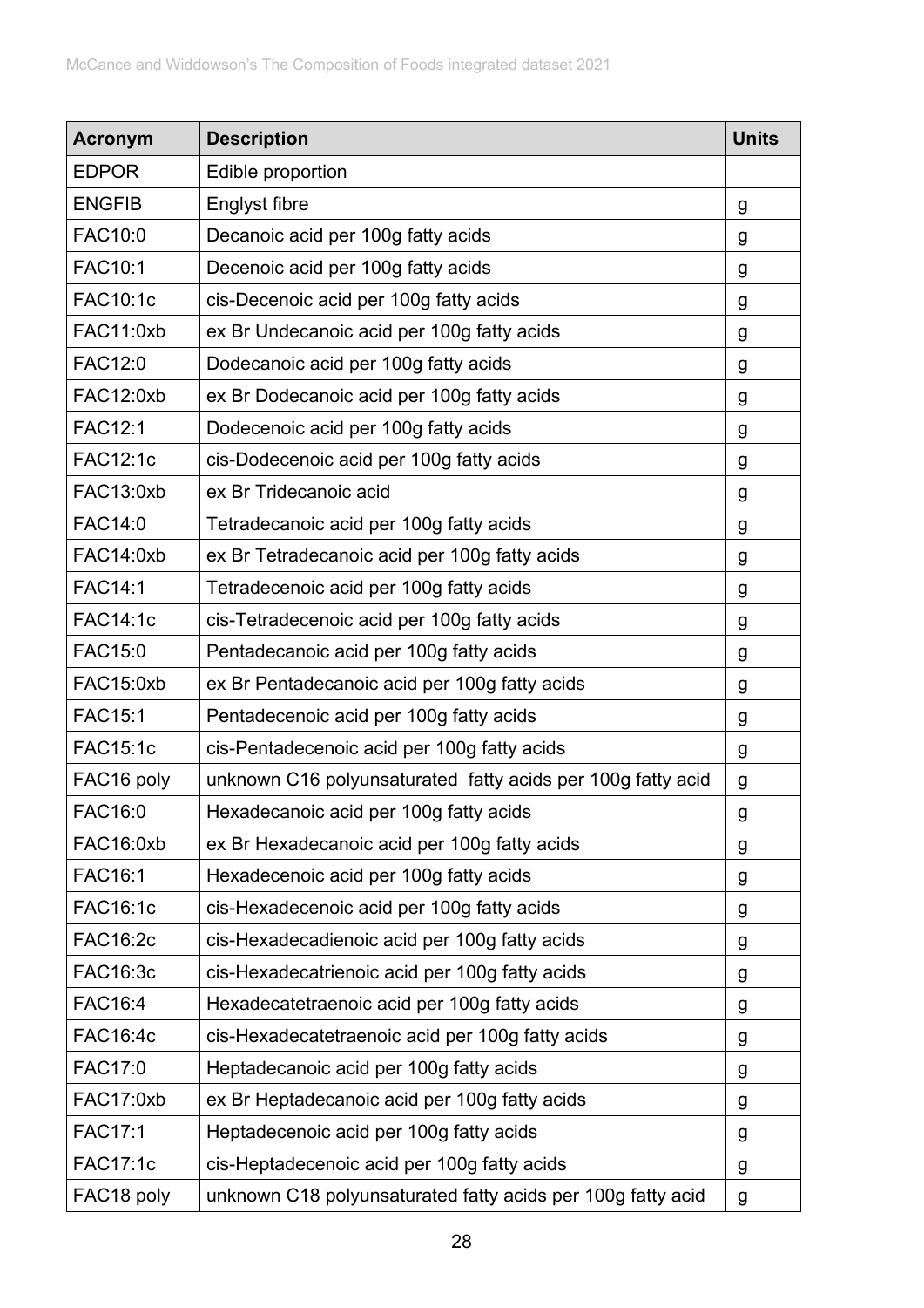| Acronym | Description | Units |
|---|---|---|
| EDPOR | Edible proportion | |
| ENGFIB | Englyst fibre | g |
| FAC10:0 | Decanoic acid per 100g fatty acids | g |
| FAC10:1 | Decenoic acid per 100g fatty acids | g |
| FAC10:1c | cis-Decenoic acid per 100g fatty acids | g |
| FAC11:0xb | ex Br Undecanoic acid per 100g fatty acids | g |
| FAC12:0 | Dodecanoic acid per 100g fatty acids | g |
| FAC12:0xb | ex Br Dodecanoic acid per 100g fatty acids | g |
| FAC12:1 | Dodecenoic acid per 100g fatty acids | g |
| FAC12:1c | cis-Dodecenoic acid per 100g fatty acids | g |
| FAC13:0xb | ex Br Tridecanoic acid | g |
| FAC14:0 | Tetradecanoic acid per 100g fatty acids | g |
| FAC14:0xb | ex Br Tetradecanoic acid per 100g fatty acids | g |
| FAC14:1 | Tetradecenoic acid per 100g fatty acids | g |
| FAC14:1c | cis-Tetradecenoic acid per 100g fatty acids | g |
| FAC15:0 | Pentadecanoic acid per 100g fatty acids | g |
| FAC15:0xb | ex Br Pentadecanoic acid per 100g fatty acids | g |
| FAC15:1 | Pentadecenoic acid per 100g fatty acids | g |
| FAC15:1c | cis-Pentadecenoic acid per 100g fatty acids | g |
| FAC16 poly | unknown C16 polyunsaturated fatty acids per 100g fatty acid | g |
| FAC16:0 | Hexadecanoic acid per 100g fatty acids | g |
| FAC16:0xb | ex Br Hexadecanoic acid per 100g fatty acids | g |
| FAC16:1 | Hexadecenoic acid per 100g fatty acids | g |
| FAC16:1c | cis-Hexadecenoic acid per 100g fatty acids | g |
| FAC16:2c | cis-Hexadecadienoic acid per 100g fatty acids | g |
| FAC16:3c | cis-Hexadecatrienoic acid per 100g fatty acids | g |
| FAC16:4 | Hexadecatetraenoic acid per 100g fatty acids | g |
| FAC16:4c | cis-Hexadecatetraenoic acid per 100g fatty acids | g |
| FAC17:0 | Heptadecanoic acid per 100g fatty acids | g |
| FAC17:0xb | ex Br Heptadecanoic acid per 100g fatty acids | g |
| FAC17:1 | Heptadecenoic acid per 100g fatty acids | g |
| FAC17:1c | cis-Heptadecenoic acid per 100g fatty acids | g |
| FAC18 poly | unknown C18 polyunsaturated fatty acids per 100g fatty acid | g |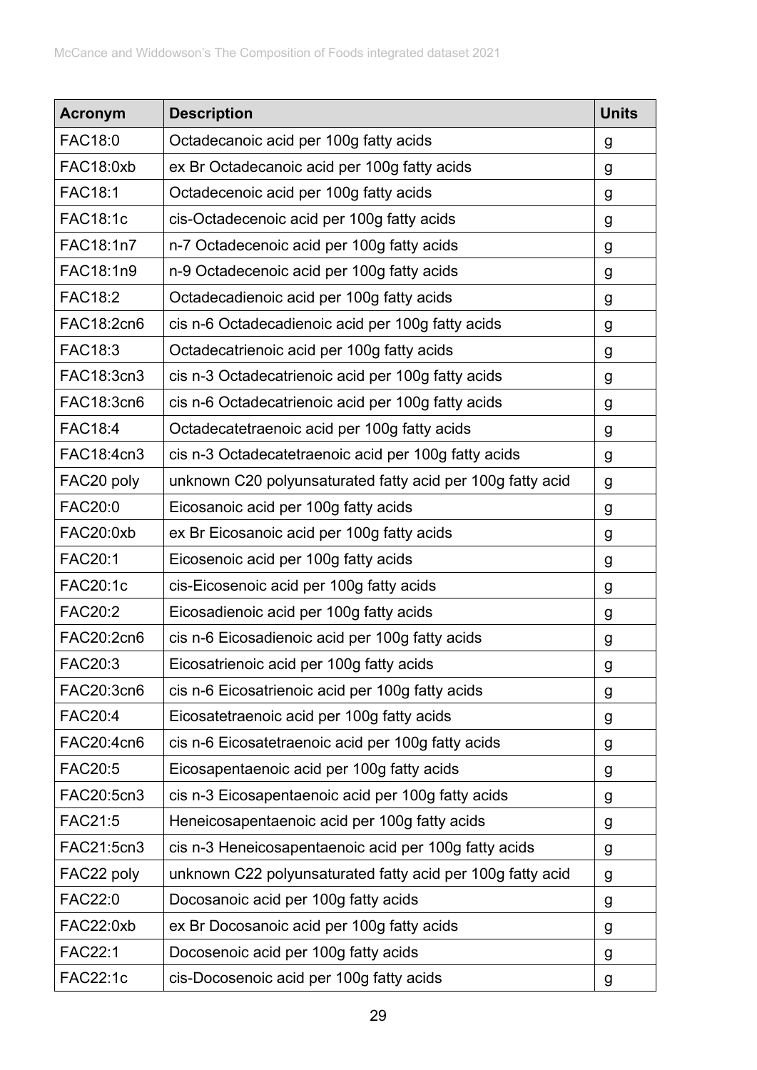| Acronym | Description | Units |
|---|---|---|
| FAC18:0 | Octadecanoic acid per 100g fatty acids | g |
| FAC18:0xb | ex Br Octadecanoic acid per 100g fatty acids | g |
| FAC18:1 | Octadecenoic acid per 100g fatty acids | g |
| FAC18:1c | cis-Octadecenoic acid per 100g fatty acids | g |
| FAC18:1n7 | n-7 Octadecenoic acid per 100g fatty acids | g |
| FAC18:1n9 | n-9 Octadecenoic acid per 100g fatty acids | g |
| FAC18:2 | Octadecadienoic acid per 100g fatty acids | g |
| FAC18:2cn6 | cis n-6 Octadecadienoic acid per 100g fatty acids | g |
| FAC18:3 | Octadecatrienoic acid per 100g fatty acids | g |
| FAC18:3cn3 | cis n-3 Octadecatrienoic acid per 100g fatty acids | g |
| FAC18:3cn6 | cis n-6 Octadecatrienoic acid per 100g fatty acids | g |
| FAC18:4 | Octadecatetraenoic acid per 100g fatty acids | g |
| FAC18:4cn3 | cis n-3 Octadecatetraenoic acid per 100g fatty acids | g |
| FAC20 poly | unknown C20 polyunsaturated fatty acid per 100g fatty acid | g |
| FAC20:0 | Eicosanoic acid per 100g fatty acids | g |
| FAC20:0xb | ex Br Eicosanoic acid per 100g fatty acids | g |
| FAC20:1 | Eicosenoic acid per 100g fatty acids | g |
| FAC20:1c | cis-Eicosenoic acid per 100g fatty acids | g |
| FAC20:2 | Eicosadienoic acid per 100g fatty acids | g |
| FAC20:2cn6 | cis n-6 Eicosadienoic acid per 100g fatty acids | g |
| FAC20:3 | Eicosatrienoic acid per 100g fatty acids | g |
| FAC20:3cn6 | cis n-6 Eicosatrienoic acid per 100g fatty acids | g |
| FAC20:4 | Eicosatetraenoic acid per 100g fatty acids | g |
| FAC20:4cn6 | cis n-6 Eicosatetraenoic acid per 100g fatty acids | g |
| FAC20:5 | Eicosapentaenoic acid per 100g fatty acids | g |
| FAC20:5cn3 | cis n-3 Eicosapentaenoic acid per 100g fatty acids | g |
| FAC21:5 | Heneicosapentaenoic acid per 100g fatty acids | g |
| FAC21:5cn3 | cis n-3 Heneicosapentaenoic acid per 100g fatty acids | g |
| FAC22 poly | unknown C22 polyunsaturated fatty acid per 100g fatty acid | g |
| FAC22:0 | Docosanoic acid per 100g fatty acids | g |
| FAC22:0xb | ex Br Docosanoic acid per 100g fatty acids | g |
| FAC22:1 | Docosenoic acid per 100g fatty acids | g |
| FAC22:1c | cis-Docosenoic acid per 100g fatty acids | g |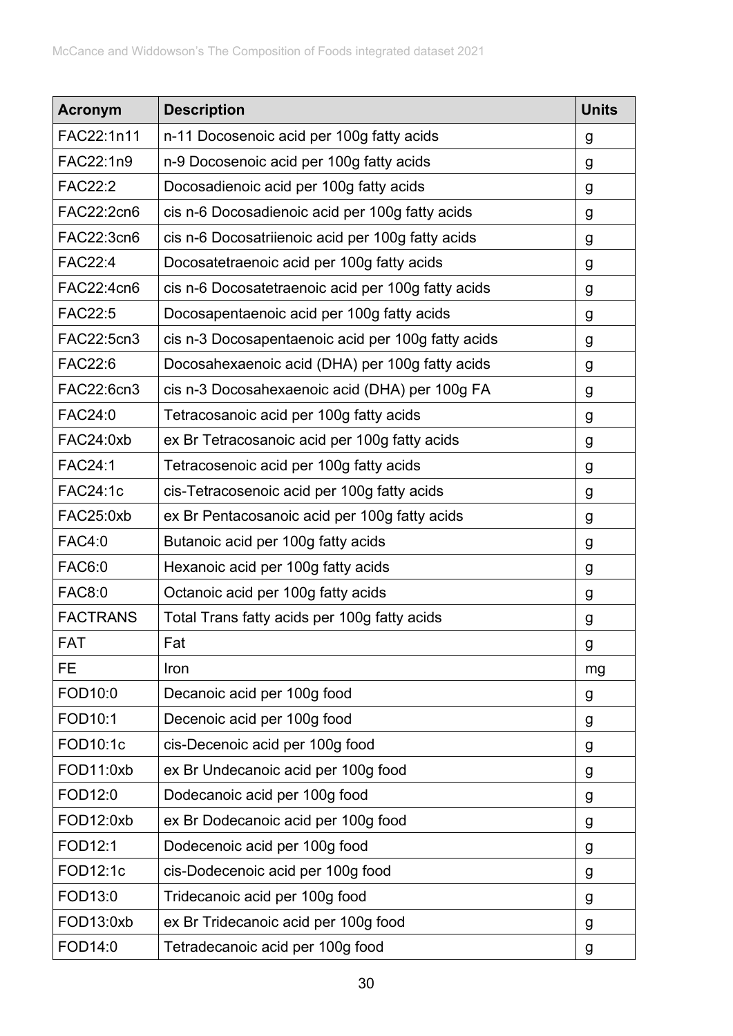| Acronym | Description | Units |
| --- | --- | --- |
| FAC22:1n11 | n-11 Docosenoic acid per 100g fatty acids | g |
| FAC22:1n9 | n-9 Docosenoic acid per 100g fatty acids | g |
| FAC22:2 | Docosadienoic acid per 100g fatty acids | g |
| FAC22:2cn6 | cis n-6 Docosadienoic acid per 100g fatty acids | g |
| FAC22:3cn6 | cis n-6 Docosatriienoic acid per 100g fatty acids | g |
| FAC22:4 | Docosatetraenoic acid per 100g fatty acids | g |
| FAC22:4cn6 | cis n-6 Docosatetraenoic acid per 100g fatty acids | g |
| FAC22:5 | Docosapentaenoic acid per 100g fatty acids | g |
| FAC22:5cn3 | cis n-3 Docosapentaenoic acid per 100g fatty acids | g |
| FAC22:6 | Docosahexaenoic acid (DHA) per 100g fatty acids | g |
| FAC22:6cn3 | cis n-3 Docosahexaenoic acid (DHA) per 100g FA | g |
| FAC24:0 | Tetracosanoic acid per 100g fatty acids | g |
| FAC24:0xb | ex Br Tetracosanoic acid per 100g fatty acids | g |
| FAC24:1 | Tetracosenoic acid per 100g fatty acids | g |
| FAC24:1c | cis-Tetracosenoic acid per 100g fatty acids | g |
| FAC25:0xb | ex Br Pentacosanoic acid per 100g fatty acids | g |
| FAC4:0 | Butanoic acid per 100g fatty acids | g |
| FAC6:0 | Hexanoic acid per 100g fatty acids | g |
| FAC8:0 | Octanoic acid per 100g fatty acids | g |
| FACTRANS | Total Trans fatty acids per 100g fatty acids | g |
| FAT | Fat | g |
| FE | Iron | mg |
| FOD10:0 | Decanoic acid per 100g food | g |
| FOD10:1 | Decenoic acid per 100g food | g |
| FOD10:1c | cis-Decenoic acid per 100g food | g |
| FOD11:0xb | ex Br Undecanoic acid per 100g food | g |
| FOD12:0 | Dodecanoic acid per 100g food | g |
| FOD12:0xb | ex Br Dodecanoic acid per 100g food | g |
| FOD12:1 | Dodecenoic acid per 100g food | g |
| FOD12:1c | cis-Dodecenoic acid per 100g food | g |
| FOD13:0 | Tridecanoic acid per 100g food | g |
| FOD13:0xb | ex Br Tridecanoic acid per 100g food | g |
| FOD14:0 | Tetradecanoic acid per 100g food | g |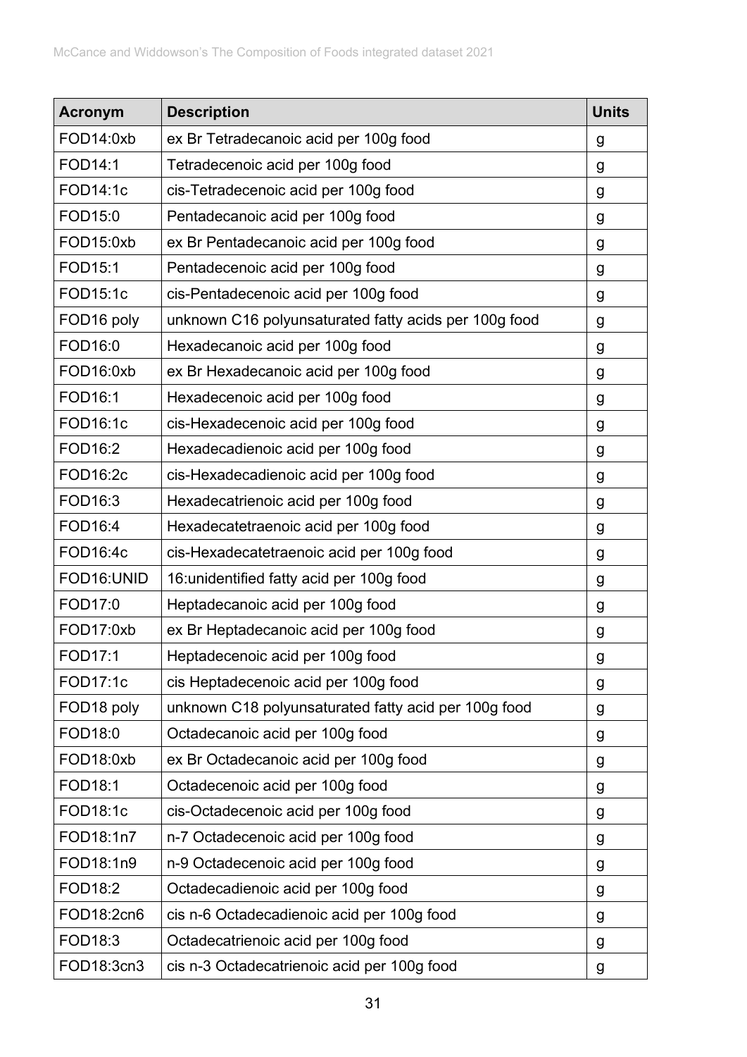| Acronym | Description | Units |
|---|---|---|
| FOD14:0xb | ex Br Tetradecanoic acid per 100g food | g |
| FOD14:1 | Tetradecenoic acid per 100g food | g |
| FOD14:1c | cis-Tetradecenoic acid per 100g food | g |
| FOD15:0 | Pentadecanoic acid per 100g food | g |
| FOD15:0xb | ex Br Pentadecanoic acid per 100g food | g |
| FOD15:1 | Pentadecenoic acid per 100g food | g |
| FOD15:1c | cis-Pentadecenoic acid per 100g food | g |
| FOD16 poly | unknown C16 polyunsaturated fatty acids per 100g food | g |
| FOD16:0 | Hexadecanoic acid per 100g food | g |
| FOD16:0xb | ex Br Hexadecanoic acid per 100g food | g |
| FOD16:1 | Hexadecenoic acid per 100g food | g |
| FOD16:1c | cis-Hexadecenoic acid per 100g food | g |
| FOD16:2 | Hexadecadienoic acid per 100g food | g |
| FOD16:2c | cis-Hexadecadienoic acid per 100g food | g |
| FOD16:3 | Hexadecatrienoic acid per 100g food | g |
| FOD16:4 | Hexadecatetraenoic acid per 100g food | g |
| FOD16:4c | cis-Hexadecatetraenoic acid per 100g food | g |
| FOD16:UNID | 16:unidentified fatty acid per 100g food | g |
| FOD17:0 | Heptadecanoic acid per 100g food | g |
| FOD17:0xb | ex Br Heptadecanoic acid per 100g food | g |
| FOD17:1 | Heptadecenoic acid per 100g food | g |
| FOD17:1c | cis Heptadecenoic acid per 100g food | g |
| FOD18 poly | unknown C18 polyunsaturated fatty acid per 100g food | g |
| FOD18:0 | Octadecanoic acid per 100g food | g |
| FOD18:0xb | ex Br Octadecanoic acid per 100g food | g |
| FOD18:1 | Octadecenoic acid per 100g food | g |
| FOD18:1c | cis-Octadecenoic acid per 100g food | g |
| FOD18:1n7 | n-7 Octadecenoic acid per 100g food | g |
| FOD18:1n9 | n-9 Octadecenoic acid per 100g food | g |
| FOD18:2 | Octadecadienoic acid per 100g food | g |
| FOD18:2cn6 | cis n-6 Octadecadienoic acid per 100g food | g |
| FOD18:3 | Octadecatrienoic acid per 100g food | g |
| FOD18:3cn3 | cis n-3 Octadecatrienoic acid per 100g food | g |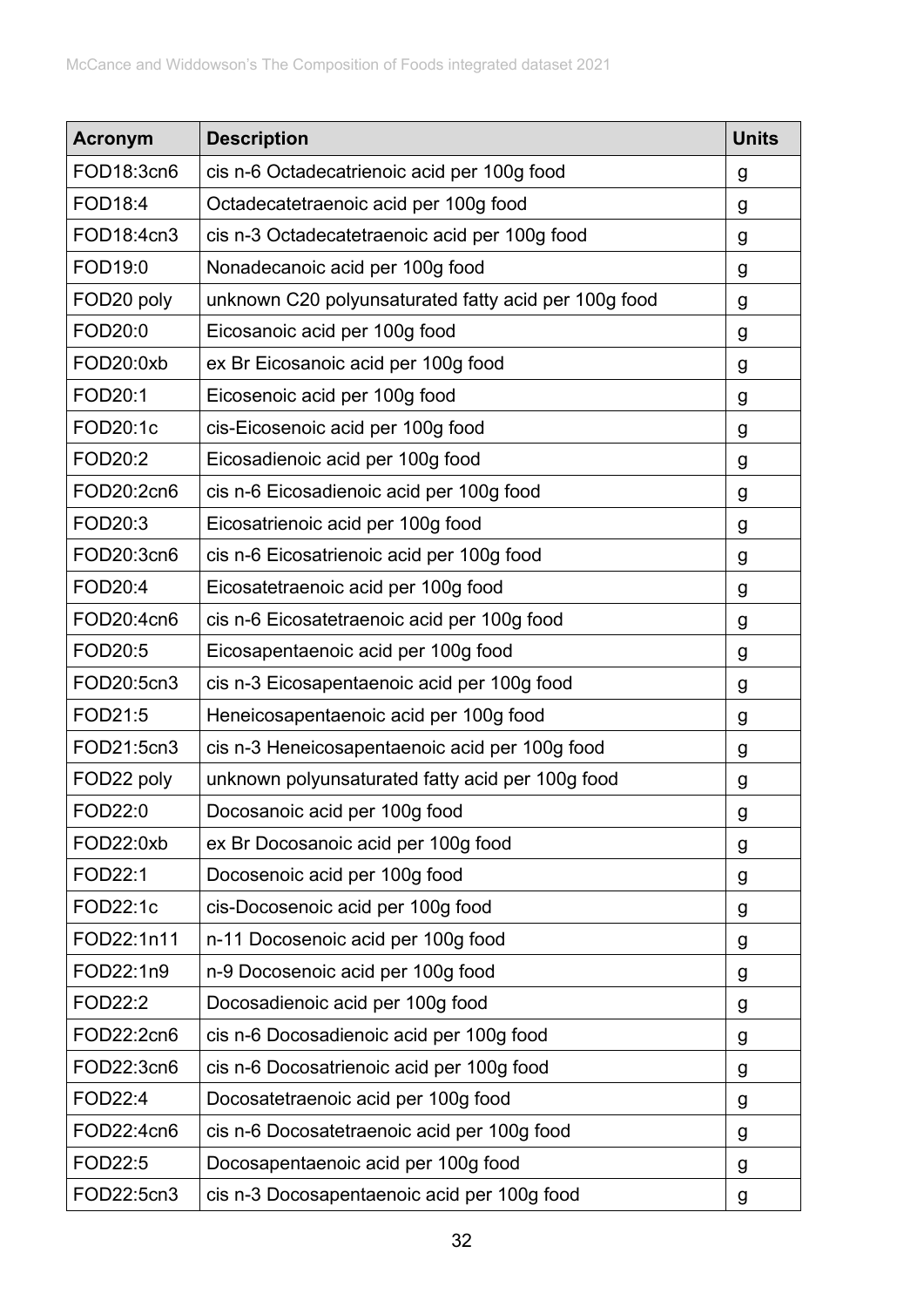| Acronym | Description | Units |
| --- | --- | --- |
| FOD18:3cn6 | cis n-6 Octadecatrienoic acid per 100g food | g |
| FOD18:4 | Octadecatetraenoic acid per 100g food | g |
| FOD18:4cn3 | cis n-3 Octadecatetraenoic acid per 100g food | g |
| FOD19:0 | Nonadecanoic acid per 100g food | g |
| FOD20 poly | unknown C20 polyunsaturated fatty acid per 100g food | g |
| FOD20:0 | Eicosanoic acid per 100g food | g |
| FOD20:0xb | ex Br Eicosanoic acid per 100g food | g |
| FOD20:1 | Eicosenoic acid per 100g food | g |
| FOD20:1c | cis-Eicosenoic acid per 100g food | g |
| FOD20:2 | Eicosadienoic acid per 100g food | g |
| FOD20:2cn6 | cis n-6 Eicosadienoic acid per 100g food | g |
| FOD20:3 | Eicosatrienoic acid per 100g food | g |
| FOD20:3cn6 | cis n-6 Eicosatrienoic acid per 100g food | g |
| FOD20:4 | Eicosatetraenoic acid per 100g food | g |
| FOD20:4cn6 | cis n-6 Eicosatetraenoic acid per 100g food | g |
| FOD20:5 | Eicosapentaenoic acid per 100g food | g |
| FOD20:5cn3 | cis n-3 Eicosapentaenoic acid per 100g food | g |
| FOD21:5 | Heneicosapentaenoic acid per 100g food | g |
| FOD21:5cn3 | cis n-3 Heneicosapentaenoic acid per 100g food | g |
| FOD22 poly | unknown polyunsaturated fatty acid per 100g food | g |
| FOD22:0 | Docosanoic acid per 100g food | g |
| FOD22:0xb | ex Br Docosanoic acid per 100g food | g |
| FOD22:1 | Docosenoic acid per 100g food | g |
| FOD22:1c | cis-Docosenoic acid per 100g food | g |
| FOD22:1n11 | n-11 Docosenoic acid per 100g food | g |
| FOD22:1n9 | n-9 Docosenoic acid per 100g food | g |
| FOD22:2 | Docosadienoic acid per 100g food | g |
| FOD22:2cn6 | cis n-6 Docosadienoic acid per 100g food | g |
| FOD22:3cn6 | cis n-6 Docosatrienoic acid per 100g food | g |
| FOD22:4 | Docosatetraenoic acid per 100g food | g |
| FOD22:4cn6 | cis n-6 Docosatetraenoic acid per 100g food | g |
| FOD22:5 | Docosapentaenoic acid per 100g food | g |
| FOD22:5cn3 | cis n-3 Docosapentaenoic acid per 100g food | g |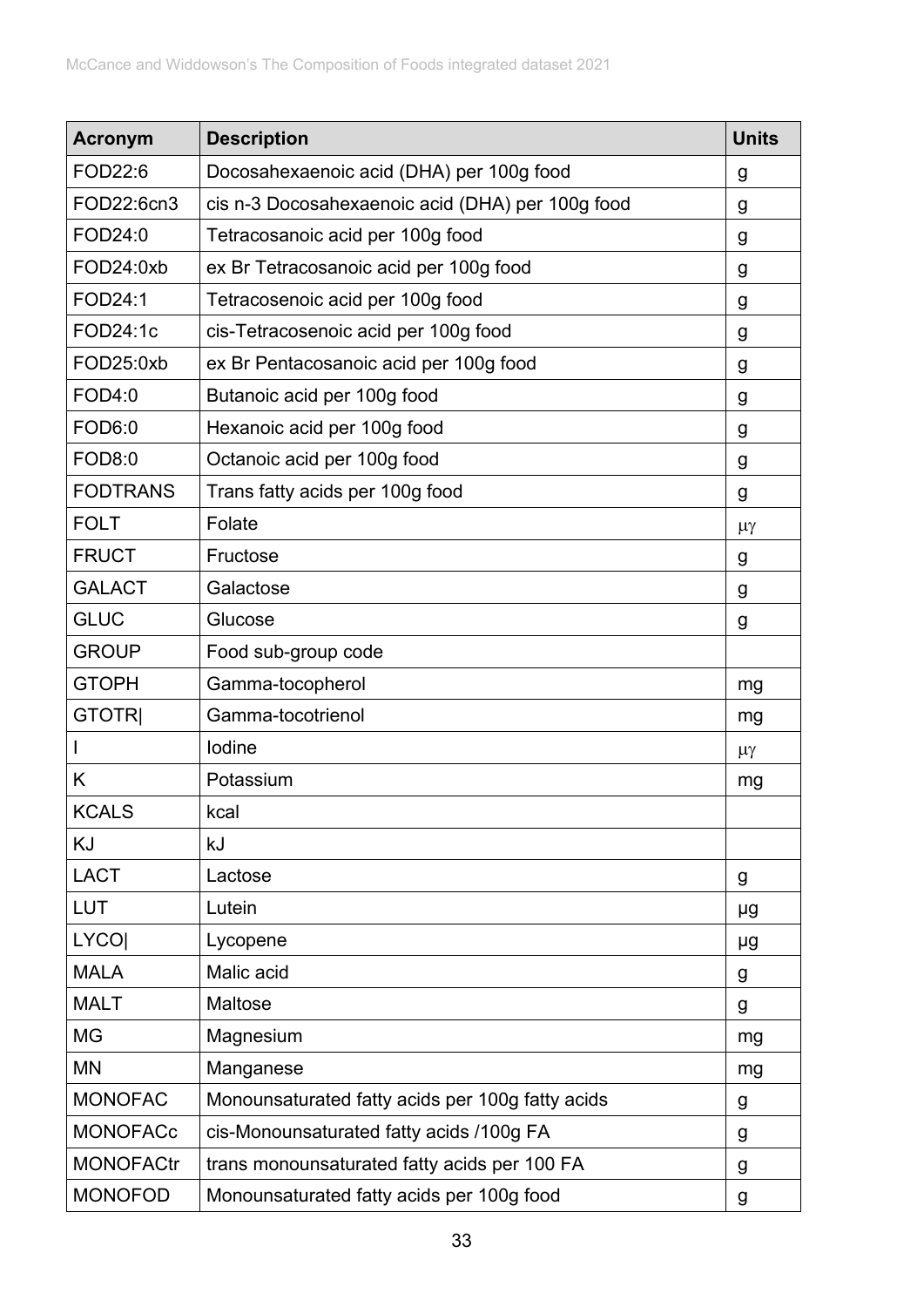| Acronym | Description | Units |
| --- | --- | --- |
| FOD22:6 | Docosahexaenoic acid (DHA) per 100g food | g |
| FOD22:6cn3 | cis n-3 Docosahexaenoic acid (DHA) per 100g food | g |
| FOD24:0 | Tetracosanoic acid per 100g food | g |
| FOD24:0xb | ex Br Tetracosanoic acid per 100g food | g |
| FOD24:1 | Tetracosenoic acid per 100g food | g |
| FOD24:1c | cis-Tetracosenoic acid per 100g food | g |
| FOD25:0xb | ex Br Pentacosanoic acid per 100g food | g |
| FOD4:0 | Butanoic acid per 100g food | g |
| FOD6:0 | Hexanoic acid per 100g food | g |
| FOD8:0 | Octanoic acid per 100g food | g |
| FODTRANS | Trans fatty acids per 100g food | g |
| FOLT | Folate | μγ |
| FRUCT | Fructose | g |
| GALACT | Galactose | g |
| GLUC | Glucose | g |
| GROUP | Food sub-group code | |
| GTOPH | Gamma-tocopherol | mg |
| GTOTR\| | Gamma-tocotrienol | mg |
| I | Iodine | μγ |
| K | Potassium | mg |
| KCALS | kcal | |
| KJ | kJ | |
| LACT | Lactose | g |
| LUT | Lutein | µg |
| LYCO\| | Lycopene | µg |
| MALA | Malic acid | g |
| MALT | Maltose | g |
| MG | Magnesium | mg |
| MN | Manganese | mg |
| MONOFAC | Monounsaturated fatty acids per 100g fatty acids | g |
| MONOFACc | cis-Monounsaturated fatty acids /100g FA | g |
| MONOFACtr | trans monounsaturated fatty acids per 100 FA | g |
| MONOFOD | Monounsaturated fatty acids per 100g food | g |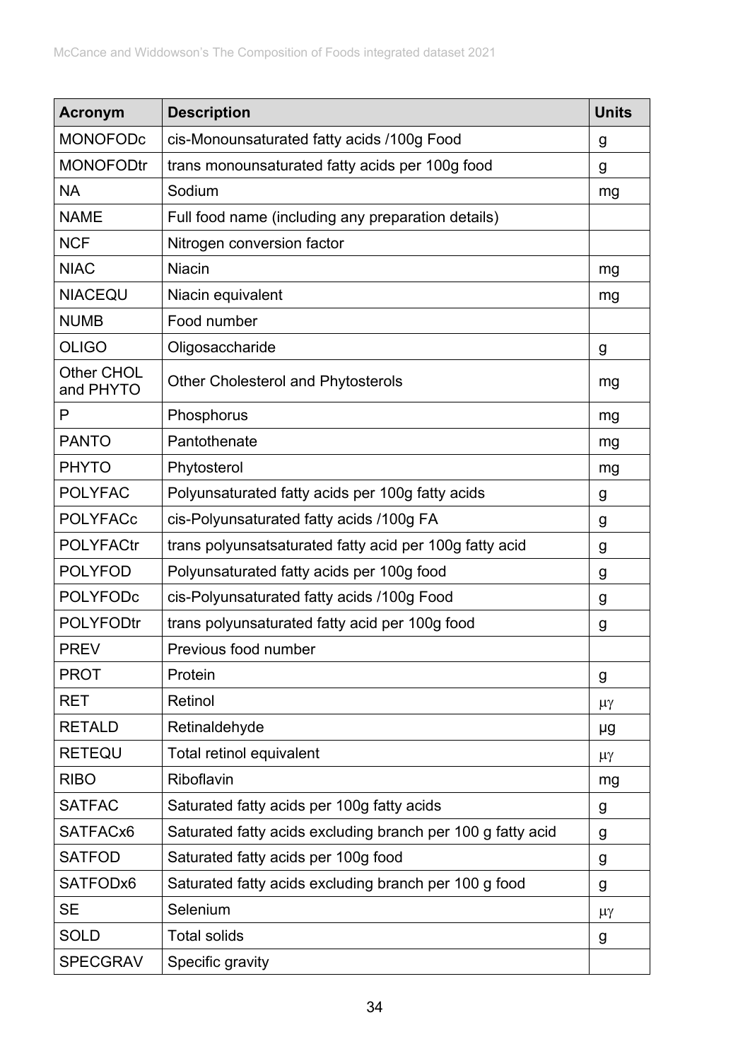| Acronym | Description | Units |
|---|---|---|
| MONOFODc | cis-Monounsaturated fatty acids /100g Food | g |
| MONOFODtr | trans monounsaturated fatty acids per 100g food | g |
| NA | Sodium | mg |
| NAME | Full food name (including any preparation details) | |
| NCF | Nitrogen conversion factor | |
| NIAC | Niacin | mg |
| NIACEQU | Niacin equivalent | mg |
| NUMB | Food number | |
| OLIGO | Oligosaccharide | g |
| Other CHOL and PHYTO | Other Cholesterol and Phytosterols | mg |
| P | Phosphorus | mg |
| PANTO | Pantothenate | mg |
| PHYTO | Phytosterol | mg |
| POLYFAC | Polyunsaturated fatty acids per 100g fatty acids | g |
| POLYFACc | cis-Polyunsaturated fatty acids /100g FA | g |
| POLYFACtr | trans polyunsatsaturated fatty acid per 100g fatty acid | g |
| POLYFOD | Polyunsaturated fatty acids per 100g food | g |
| POLYFODc | cis-Polyunsaturated fatty acids /100g Food | g |
| POLYFODtr | trans polyunsaturated fatty acid per 100g food | g |
| PREV | Previous food number | |
| PROT | Protein | g |
| RET | Retinol | μγ |
| RETALD | Retinaldehyde | µg |
| RETEQU | Total retinol equivalent | μγ |
| RIBO | Riboflavin | mg |
| SATFAC | Saturated fatty acids per 100g fatty acids | g |
| SATFACx6 | Saturated fatty acids excluding branch per 100 g fatty acid | g |
| SATFOD | Saturated fatty acids per 100g food | g |
| SATFODx6 | Saturated fatty acids excluding branch per 100 g food | g |
| SE | Selenium | μγ |
| SOLD | Total solids | g |
| SPECGRAV | Specific gravity | |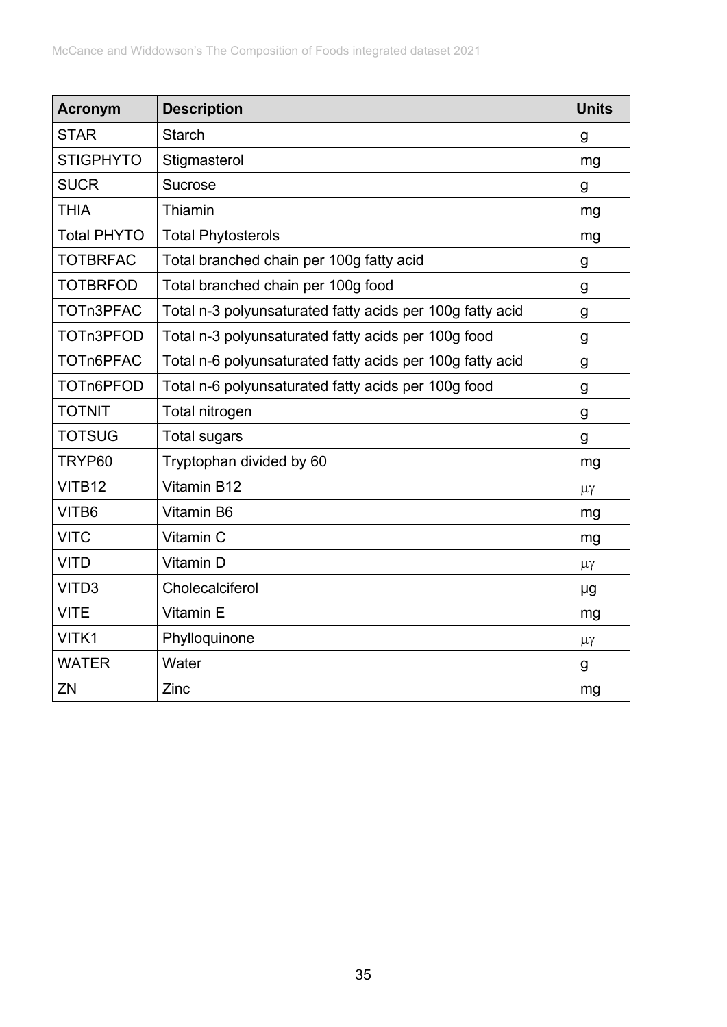| Acronym | Description | Units |
|---|---|---|
| STAR | Starch | g |
| STIGPHYTO | Stigmasterol | mg |
| SUCR | Sucrose | g |
| THIA | Thiamin | mg |
| Total PHYTO | Total Phytosterols | mg |
| TOTBRFAC | Total branched chain per 100g fatty acid | g |
| TOTBRFOD | Total branched chain per 100g food | g |
| TOTn3PFAC | Total n-3 polyunsaturated fatty acids per 100g fatty acid | g |
| TOTn3PFOD | Total n-3 polyunsaturated fatty acids per 100g food | g |
| TOTn6PFAC | Total n-6 polyunsaturated fatty acids per 100g fatty acid | g |
| TOTn6PFOD | Total n-6 polyunsaturated fatty acids per 100g food | g |
| TOTNIT | Total nitrogen | g |
| TOTSUG | Total sugars | g |
| TRYP60 | Tryptophan divided by 60 | mg |
| VITB12 | Vitamin B12 | μγ |
| VITB6 | Vitamin B6 | mg |
| VITC | Vitamin C | mg |
| VITD | Vitamin D | μγ |
| VITD3 | Cholecalciferol | µg |
| VITE | Vitamin E | mg |
| VITK1 | Phylloquinone | μγ |
| WATER | Water | g |
| ZN | Zinc | mg |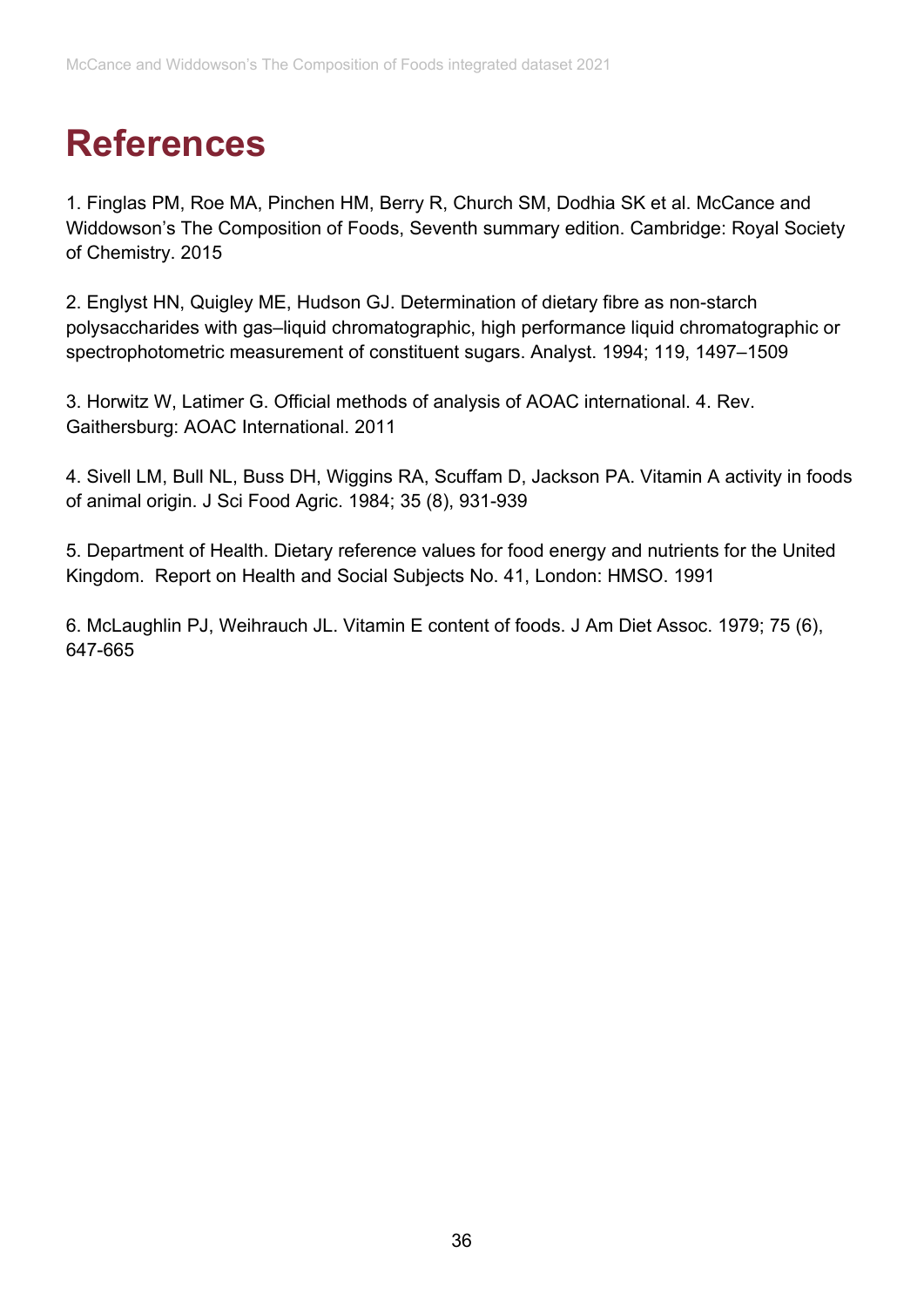# References

1. Finglas PM, Roe MA, Pinchen HM, Berry R, Church SM, Dodhia SK et al. McCance and Widdowson's The Composition of Foods, Seventh summary edition. Cambridge: Royal Society of Chemistry. 2015

2. Englyst HN, Quigley ME, Hudson GJ. Determination of dietary fibre as non-starch polysaccharides with gas–liquid chromatographic, high performance liquid chromatographic or spectrophotometric measurement of constituent sugars. Analyst. 1994; 119, 1497–1509

3. Horwitz W, Latimer G. Official methods of analysis of AOAC international. 4. Rev. Gaithersburg: AOAC International. 2011

4. Sivell LM, Bull NL, Buss DH, Wiggins RA, Scuffam D, Jackson PA. Vitamin A activity in foods of animal origin. J Sci Food Agric. 1984; 35 (8), 931-939

5. Department of Health. Dietary reference values for food energy and nutrients for the United Kingdom. Report on Health and Social Subjects No. 41, London: HMSO. 1991

6. McLaughlin PJ, Weihrauch JL. Vitamin E content of foods. J Am Diet Assoc. 1979; 75 (6), 647-665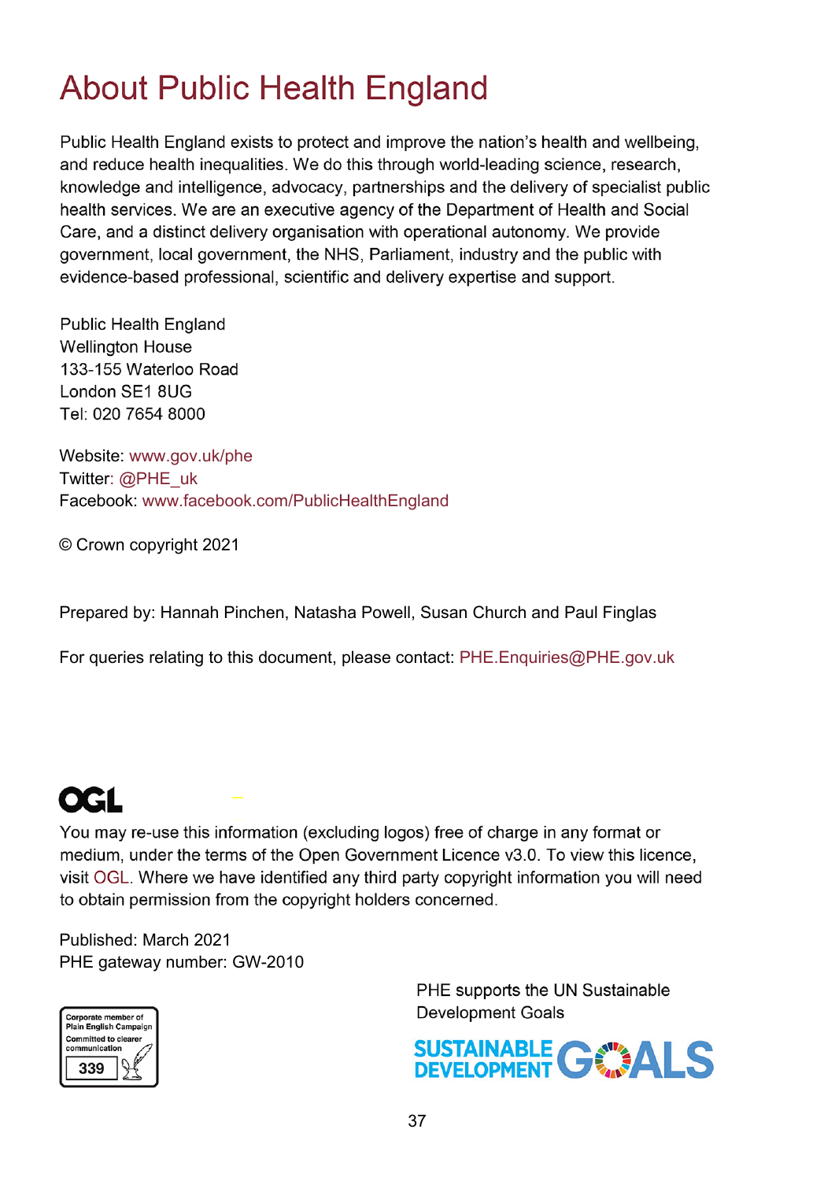# About Public Health England

Public Health England exists to protect and improve the nation's health and wellbeing, and reduce health inequalities. We do this through world-leading science, research, knowledge and intelligence, advocacy, partnerships and the delivery of specialist public health services. We are an executive agency of the Department of Health and Social Care, and a distinct delivery organisation with operational autonomy. We provide government, local government, the NHS, Parliament, industry and the public with evidence-based professional, scientific and delivery expertise and support.

Public Health England
Wellington House
133-155 Waterloo Road
London SE1 8UG
Tel: 020 7654 8000

Website: www.gov.uk/phe
Twitter: @PHE_uk
Facebook: www.facebook.com/PublicHealthEngland

© Crown copyright 2021

Prepared by: Hannah Pinchen, Natasha Powell, Susan Church and Paul Finglas

For queries relating to this document, please contact: PHE.Enquiries@PHE.gov.uk

OGL

You may re-use this information (excluding logos) free of charge in any format or medium, under the terms of the Open Government Licence v3.0. To view this licence, visit OGL. Where we have identified any third party copyright information you will need to obtain permission from the copyright holders concerned.

Published: March 2021
PHE gateway number: GW-2010

Corporate member of Plain English Campaign
Committed to clearer communication
339

PHE supports the UN Sustainable Development Goals

SUSTAINABLE DEVELOPMENT GOALS